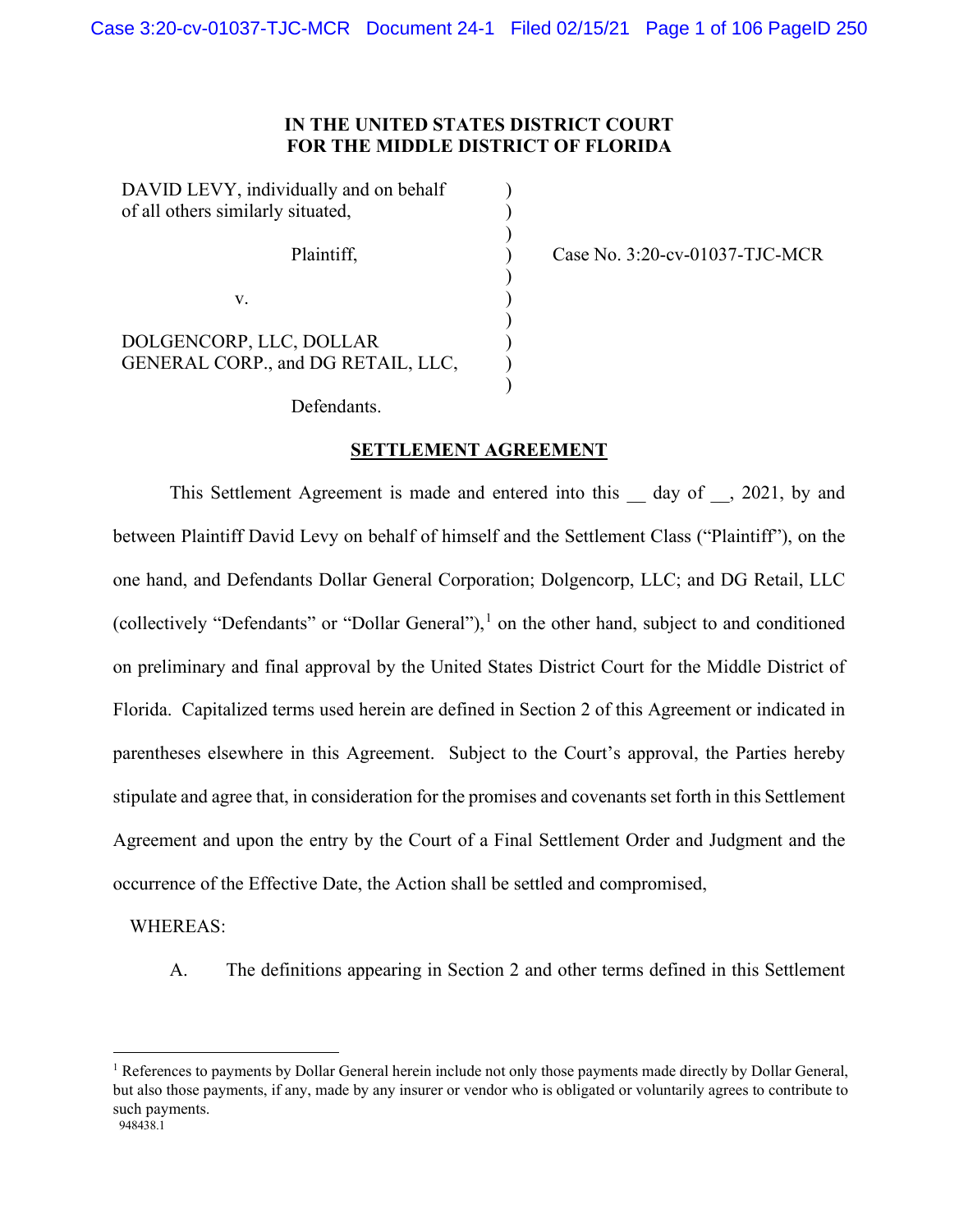**IN THE UNITED STATES DISTRICT COURT**
**FOR THE MIDDLE DISTRICT OF FLORIDA**

| | | |
|---|---|---|
| DAVID LEVY, individually and on behalf of all others similarly situated, | ) | |
| Plaintiff, | ) | Case No. 3:20-cv-01037-TJC-MCR |
| v. | ) | |
| DOLGENCORP, LLC, DOLLAR GENERAL CORP., and DG RETAIL, LLC, | ) | |
| Defendants. | | |

**SETTLEMENT AGREEMENT**

This Settlement Agreement is made and entered into this __ day of __, 2021, by and between Plaintiff David Levy on behalf of himself and the Settlement Class ("Plaintiff"), on the one hand, and Defendants Dollar General Corporation; Dolgencorp, LLC; and DG Retail, LLC (collectively "Defendants" or "Dollar General"),[1] on the other hand, subject to and conditioned on preliminary and final approval by the United States District Court for the Middle District of Florida. Capitalized terms used herein are defined in Section 2 of this Agreement or indicated in parentheses elsewhere in this Agreement. Subject to the Court's approval, the Parties hereby stipulate and agree that, in consideration for the promises and covenants set forth in this Settlement Agreement and upon the entry by the Court of a Final Settlement Order and Judgment and the occurrence of the Effective Date, the Action shall be settled and compromised,

WHEREAS:

A. The definitions appearing in Section 2 and other terms defined in this Settlement

---

[1] References to payments by Dollar General herein include not only those payments made directly by Dollar General, but also those payments, if any, made by any insurer or vendor who is obligated or voluntarily agrees to contribute to such payments.

948438.1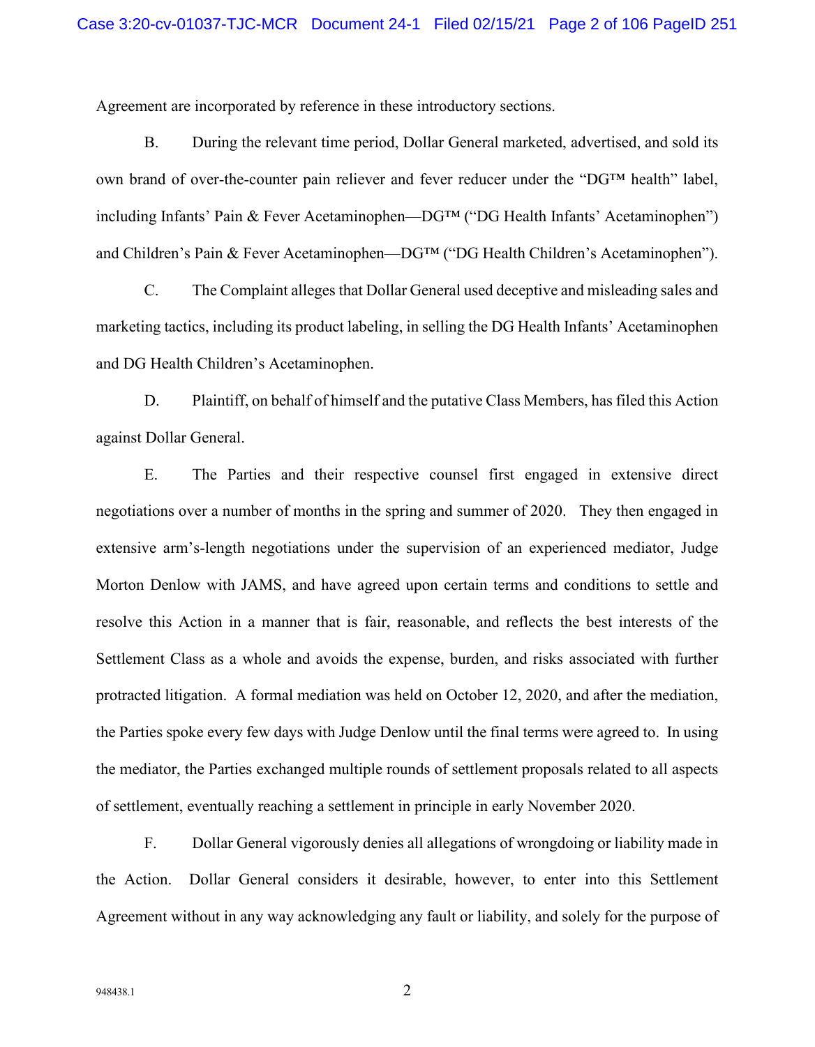Agreement are incorporated by reference in these introductory sections.

B. During the relevant time period, Dollar General marketed, advertised, and sold its own brand of over-the-counter pain reliever and fever reducer under the "DG™ health" label, including Infants' Pain & Fever Acetaminophen—DG™ ("DG Health Infants' Acetaminophen") and Children's Pain & Fever Acetaminophen—DG™ ("DG Health Children's Acetaminophen").

C. The Complaint alleges that Dollar General used deceptive and misleading sales and marketing tactics, including its product labeling, in selling the DG Health Infants' Acetaminophen and DG Health Children's Acetaminophen.

D. Plaintiff, on behalf of himself and the putative Class Members, has filed this Action against Dollar General.

E. The Parties and their respective counsel first engaged in extensive direct negotiations over a number of months in the spring and summer of 2020. They then engaged in extensive arm's-length negotiations under the supervision of an experienced mediator, Judge Morton Denlow with JAMS, and have agreed upon certain terms and conditions to settle and resolve this Action in a manner that is fair, reasonable, and reflects the best interests of the Settlement Class as a whole and avoids the expense, burden, and risks associated with further protracted litigation. A formal mediation was held on October 12, 2020, and after the mediation, the Parties spoke every few days with Judge Denlow until the final terms were agreed to. In using the mediator, the Parties exchanged multiple rounds of settlement proposals related to all aspects of settlement, eventually reaching a settlement in principle in early November 2020.

F. Dollar General vigorously denies all allegations of wrongdoing or liability made in the Action. Dollar General considers it desirable, however, to enter into this Settlement Agreement without in any way acknowledging any fault or liability, and solely for the purpose of

948438.1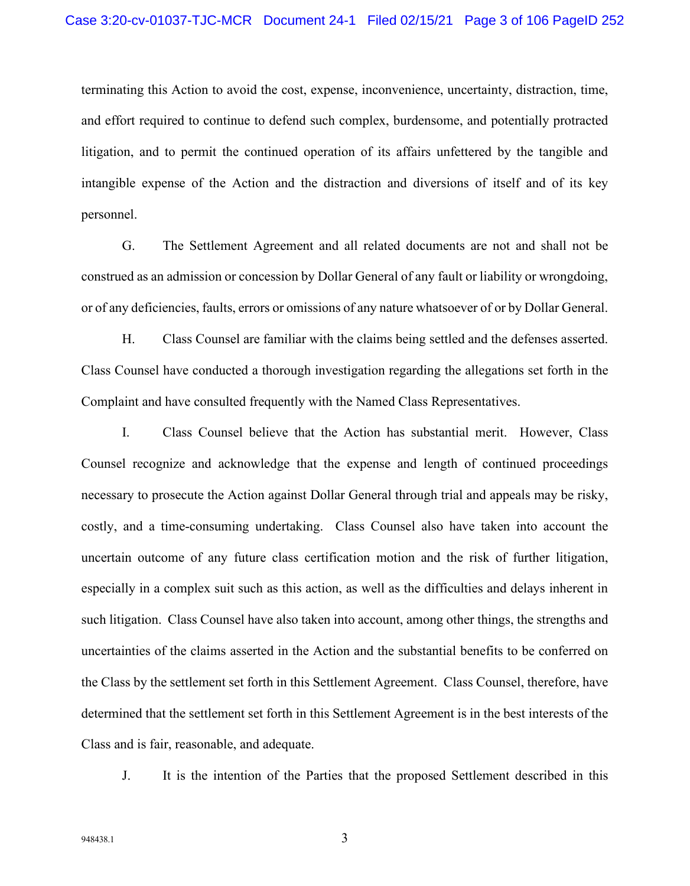terminating this Action to avoid the cost, expense, inconvenience, uncertainty, distraction, time, and effort required to continue to defend such complex, burdensome, and potentially protracted litigation, and to permit the continued operation of its affairs unfettered by the tangible and intangible expense of the Action and the distraction and diversions of itself and of its key personnel.

G. The Settlement Agreement and all related documents are not and shall not be construed as an admission or concession by Dollar General of any fault or liability or wrongdoing, or of any deficiencies, faults, errors or omissions of any nature whatsoever of or by Dollar General.

H. Class Counsel are familiar with the claims being settled and the defenses asserted. Class Counsel have conducted a thorough investigation regarding the allegations set forth in the Complaint and have consulted frequently with the Named Class Representatives.

I. Class Counsel believe that the Action has substantial merit. However, Class Counsel recognize and acknowledge that the expense and length of continued proceedings necessary to prosecute the Action against Dollar General through trial and appeals may be risky, costly, and a time-consuming undertaking. Class Counsel also have taken into account the uncertain outcome of any future class certification motion and the risk of further litigation, especially in a complex suit such as this action, as well as the difficulties and delays inherent in such litigation. Class Counsel have also taken into account, among other things, the strengths and uncertainties of the claims asserted in the Action and the substantial benefits to be conferred on the Class by the settlement set forth in this Settlement Agreement. Class Counsel, therefore, have determined that the settlement set forth in this Settlement Agreement is in the best interests of the Class and is fair, reasonable, and adequate.

J. It is the intention of the Parties that the proposed Settlement described in this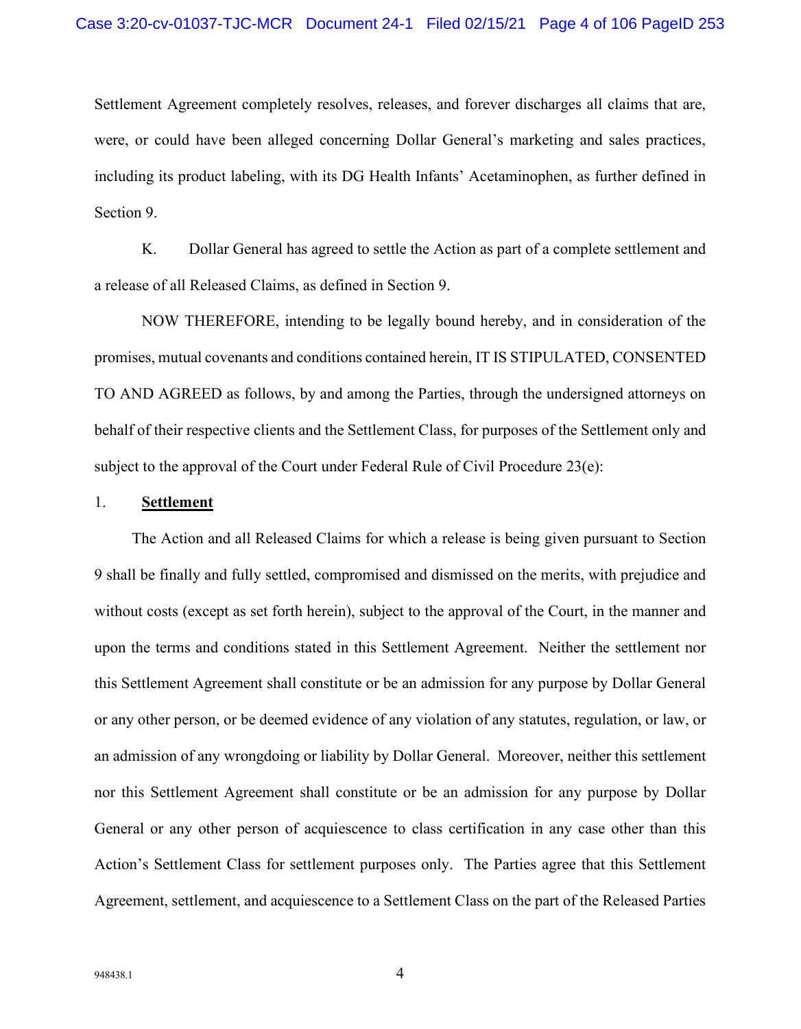Settlement Agreement completely resolves, releases, and forever discharges all claims that are, were, or could have been alleged concerning Dollar General's marketing and sales practices, including its product labeling, with its DG Health Infants' Acetaminophen, as further defined in Section 9.

K. Dollar General has agreed to settle the Action as part of a complete settlement and a release of all Released Claims, as defined in Section 9.

NOW THEREFORE, intending to be legally bound hereby, and in consideration of the promises, mutual covenants and conditions contained herein, IT IS STIPULATED, CONSENTED TO AND AGREED as follows, by and among the Parties, through the undersigned attorneys on behalf of their respective clients and the Settlement Class, for purposes of the Settlement only and subject to the approval of the Court under Federal Rule of Civil Procedure 23(e):

1. **Settlement**

The Action and all Released Claims for which a release is being given pursuant to Section 9 shall be finally and fully settled, compromised and dismissed on the merits, with prejudice and without costs (except as set forth herein), subject to the approval of the Court, in the manner and upon the terms and conditions stated in this Settlement Agreement. Neither the settlement nor this Settlement Agreement shall constitute or be an admission for any purpose by Dollar General or any other person, or be deemed evidence of any violation of any statutes, regulation, or law, or an admission of any wrongdoing or liability by Dollar General. Moreover, neither this settlement nor this Settlement Agreement shall constitute or be an admission for any purpose by Dollar General or any other person of acquiescence to class certification in any case other than this Action's Settlement Class for settlement purposes only. The Parties agree that this Settlement Agreement, settlement, and acquiescence to a Settlement Class on the part of the Released Parties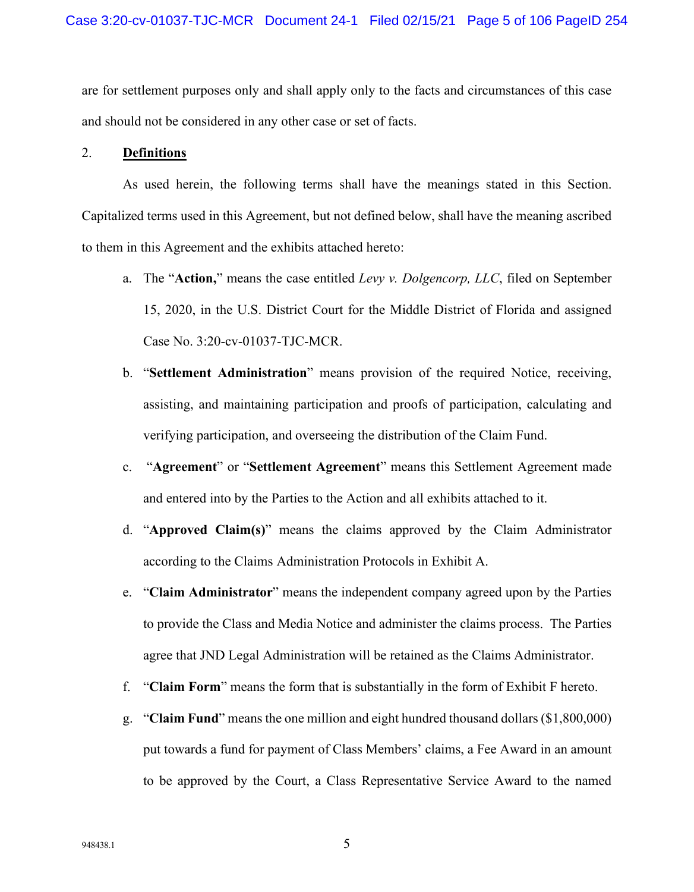are for settlement purposes only and shall apply only to the facts and circumstances of this case and should not be considered in any other case or set of facts.

2. **Definitions**

As used herein, the following terms shall have the meanings stated in this Section. Capitalized terms used in this Agreement, but not defined below, shall have the meaning ascribed to them in this Agreement and the exhibits attached hereto:

a. The "**Action,**" means the case entitled *Levy v. Dolgencorp, LLC*, filed on September 15, 2020, in the U.S. District Court for the Middle District of Florida and assigned Case No. 3:20-cv-01037-TJC-MCR.

b. "**Settlement Administration**" means provision of the required Notice, receiving, assisting, and maintaining participation and proofs of participation, calculating and verifying participation, and overseeing the distribution of the Claim Fund.

c. "**Agreement**" or "**Settlement Agreement**" means this Settlement Agreement made and entered into by the Parties to the Action and all exhibits attached to it.

d. "**Approved Claim(s)**" means the claims approved by the Claim Administrator according to the Claims Administration Protocols in Exhibit A.

e. "**Claim Administrator**" means the independent company agreed upon by the Parties to provide the Class and Media Notice and administer the claims process. The Parties agree that JND Legal Administration will be retained as the Claims Administrator.

f. "**Claim Form**" means the form that is substantially in the form of Exhibit F hereto.

g. "**Claim Fund**" means the one million and eight hundred thousand dollars ($1,800,000) put towards a fund for payment of Class Members' claims, a Fee Award in an amount to be approved by the Court, a Class Representative Service Award to the named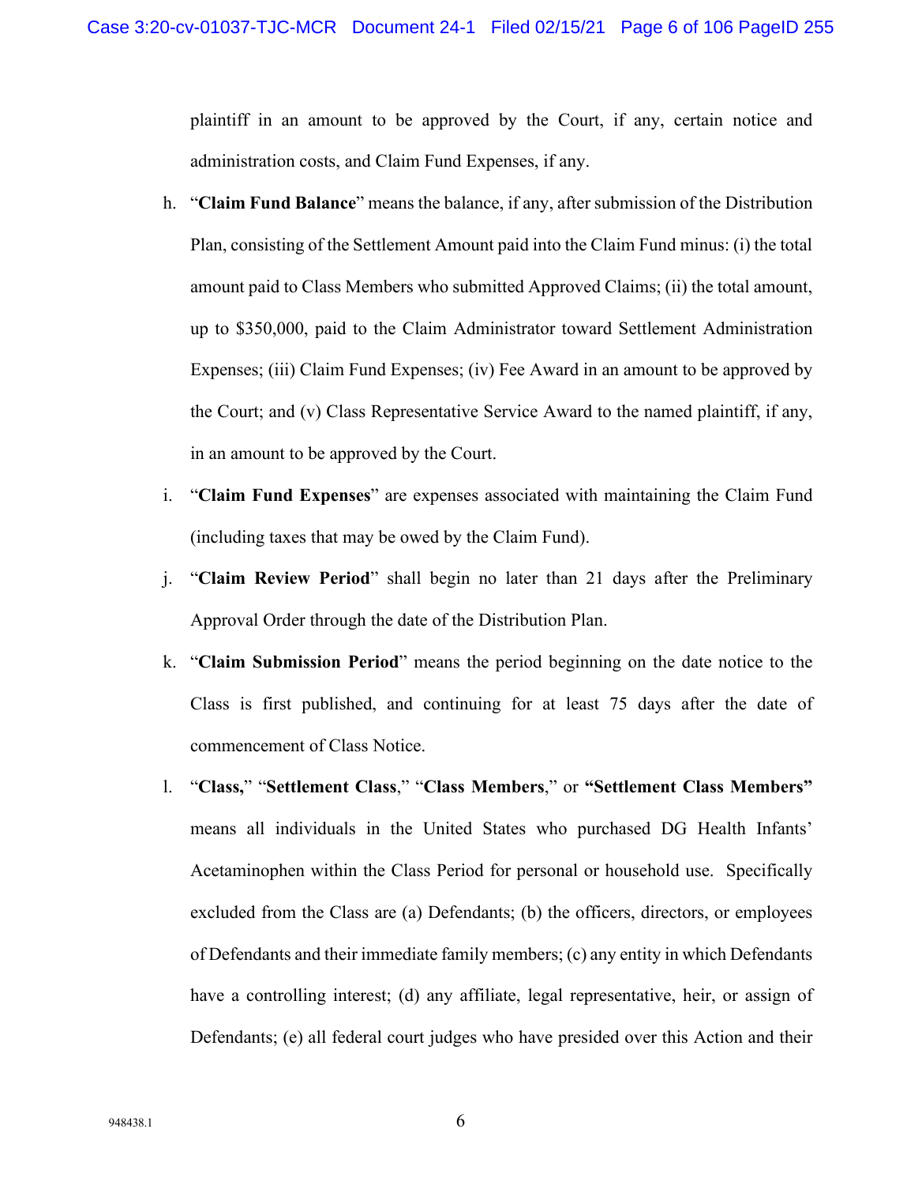plaintiff in an amount to be approved by the Court, if any, certain notice and administration costs, and Claim Fund Expenses, if any.

h. "**Claim Fund Balance**" means the balance, if any, after submission of the Distribution Plan, consisting of the Settlement Amount paid into the Claim Fund minus: (i) the total amount paid to Class Members who submitted Approved Claims; (ii) the total amount, up to $350,000, paid to the Claim Administrator toward Settlement Administration Expenses; (iii) Claim Fund Expenses; (iv) Fee Award in an amount to be approved by the Court; and (v) Class Representative Service Award to the named plaintiff, if any, in an amount to be approved by the Court.

i. "**Claim Fund Expenses**" are expenses associated with maintaining the Claim Fund (including taxes that may be owed by the Claim Fund).

j. "**Claim Review Period**" shall begin no later than 21 days after the Preliminary Approval Order through the date of the Distribution Plan.

k. "**Claim Submission Period**" means the period beginning on the date notice to the Class is first published, and continuing for at least 75 days after the date of commencement of Class Notice.

l. "**Class,**" "**Settlement Class**," "**Class Members**," or **"Settlement Class Members"** means all individuals in the United States who purchased DG Health Infants' Acetaminophen within the Class Period for personal or household use. Specifically excluded from the Class are (a) Defendants; (b) the officers, directors, or employees of Defendants and their immediate family members; (c) any entity in which Defendants have a controlling interest; (d) any affiliate, legal representative, heir, or assign of Defendants; (e) all federal court judges who have presided over this Action and their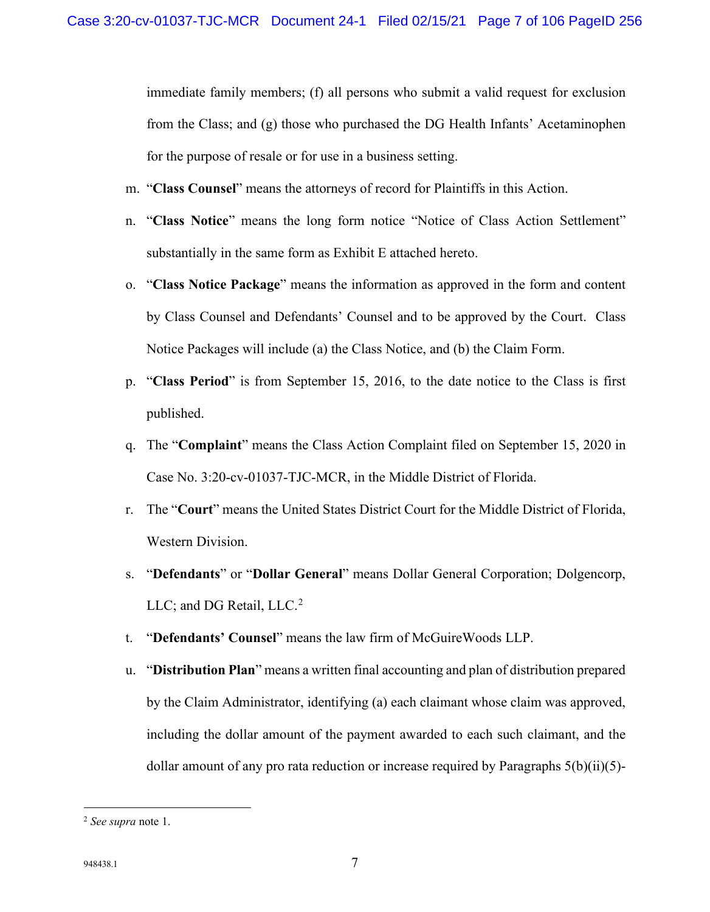immediate family members; (f) all persons who submit a valid request for exclusion from the Class; and (g) those who purchased the DG Health Infants' Acetaminophen for the purpose of resale or for use in a business setting.

m. "**Class Counsel**" means the attorneys of record for Plaintiffs in this Action.

n. "**Class Notice**" means the long form notice "Notice of Class Action Settlement" substantially in the same form as Exhibit E attached hereto.

o. "**Class Notice Package**" means the information as approved in the form and content by Class Counsel and Defendants' Counsel and to be approved by the Court. Class Notice Packages will include (a) the Class Notice, and (b) the Claim Form.

p. "**Class Period**" is from September 15, 2016, to the date notice to the Class is first published.

q. The "**Complaint**" means the Class Action Complaint filed on September 15, 2020 in Case No. 3:20-cv-01037-TJC-MCR, in the Middle District of Florida.

r. The "**Court**" means the United States District Court for the Middle District of Florida, Western Division.

s. "**Defendants**" or "**Dollar General**" means Dollar General Corporation; Dolgencorp, LLC; and DG Retail, LLC.[2]

t. "**Defendants' Counsel**" means the law firm of McGuireWoods LLP.

u. "**Distribution Plan**" means a written final accounting and plan of distribution prepared by the Claim Administrator, identifying (a) each claimant whose claim was approved, including the dollar amount of the payment awarded to each such claimant, and the dollar amount of any pro rata reduction or increase required by Paragraphs 5(b)(ii)(5)-

---

[2] *See supra* note 1.

948438.1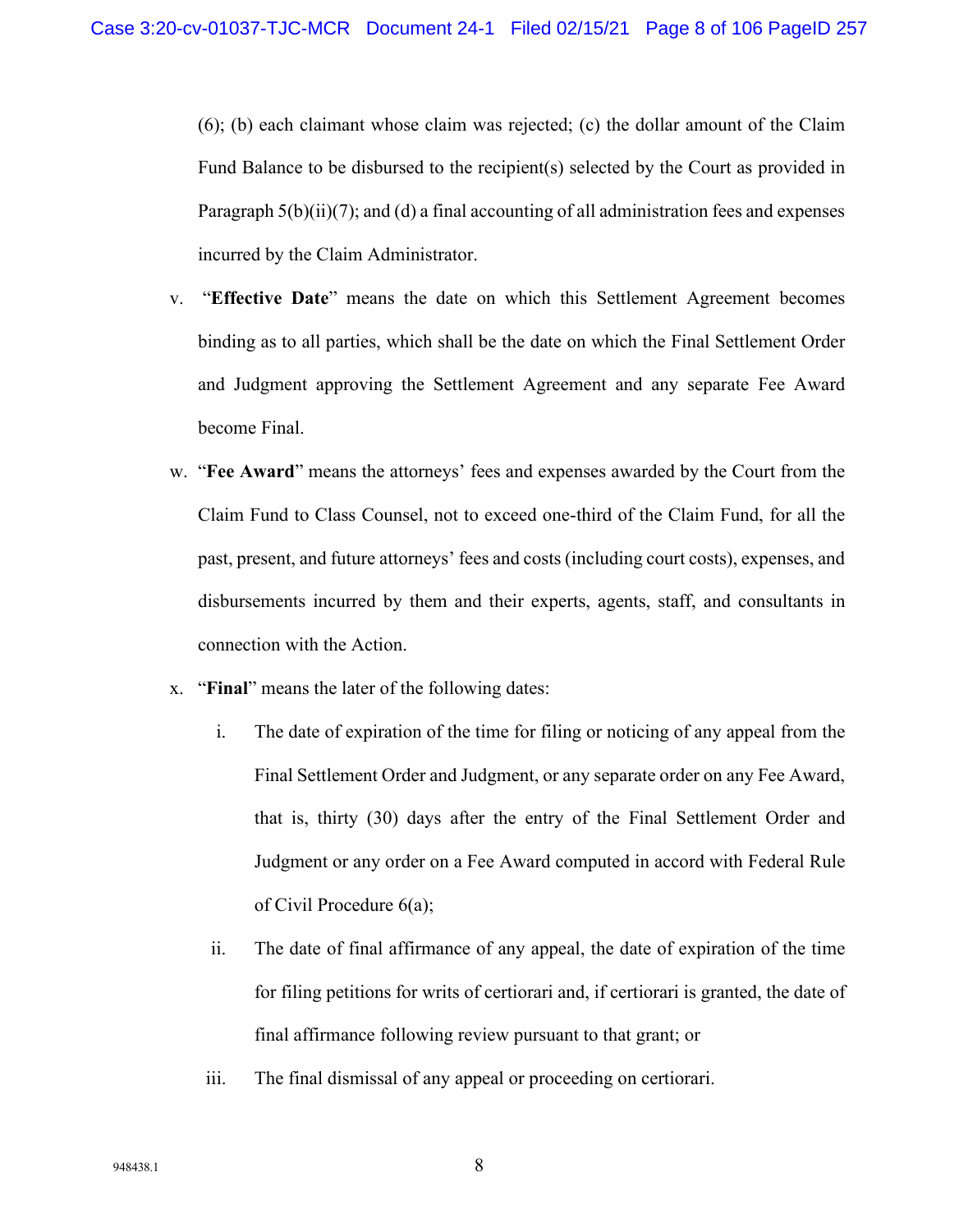(6); (b) each claimant whose claim was rejected; (c) the dollar amount of the Claim Fund Balance to be disbursed to the recipient(s) selected by the Court as provided in Paragraph 5(b)(ii)(7); and (d) a final accounting of all administration fees and expenses incurred by the Claim Administrator.

v. "**Effective Date**" means the date on which this Settlement Agreement becomes binding as to all parties, which shall be the date on which the Final Settlement Order and Judgment approving the Settlement Agreement and any separate Fee Award become Final.

w. "**Fee Award**" means the attorneys' fees and expenses awarded by the Court from the Claim Fund to Class Counsel, not to exceed one-third of the Claim Fund, for all the past, present, and future attorneys' fees and costs (including court costs), expenses, and disbursements incurred by them and their experts, agents, staff, and consultants in connection with the Action.

x. "**Final**" means the later of the following dates:

   i. The date of expiration of the time for filing or noticing of any appeal from the Final Settlement Order and Judgment, or any separate order on any Fee Award, that is, thirty (30) days after the entry of the Final Settlement Order and Judgment or any order on a Fee Award computed in accord with Federal Rule of Civil Procedure 6(a);

   ii. The date of final affirmance of any appeal, the date of expiration of the time for filing petitions for writs of certiorari and, if certiorari is granted, the date of final affirmance following review pursuant to that grant; or

   iii. The final dismissal of any appeal or proceeding on certiorari.

948438.1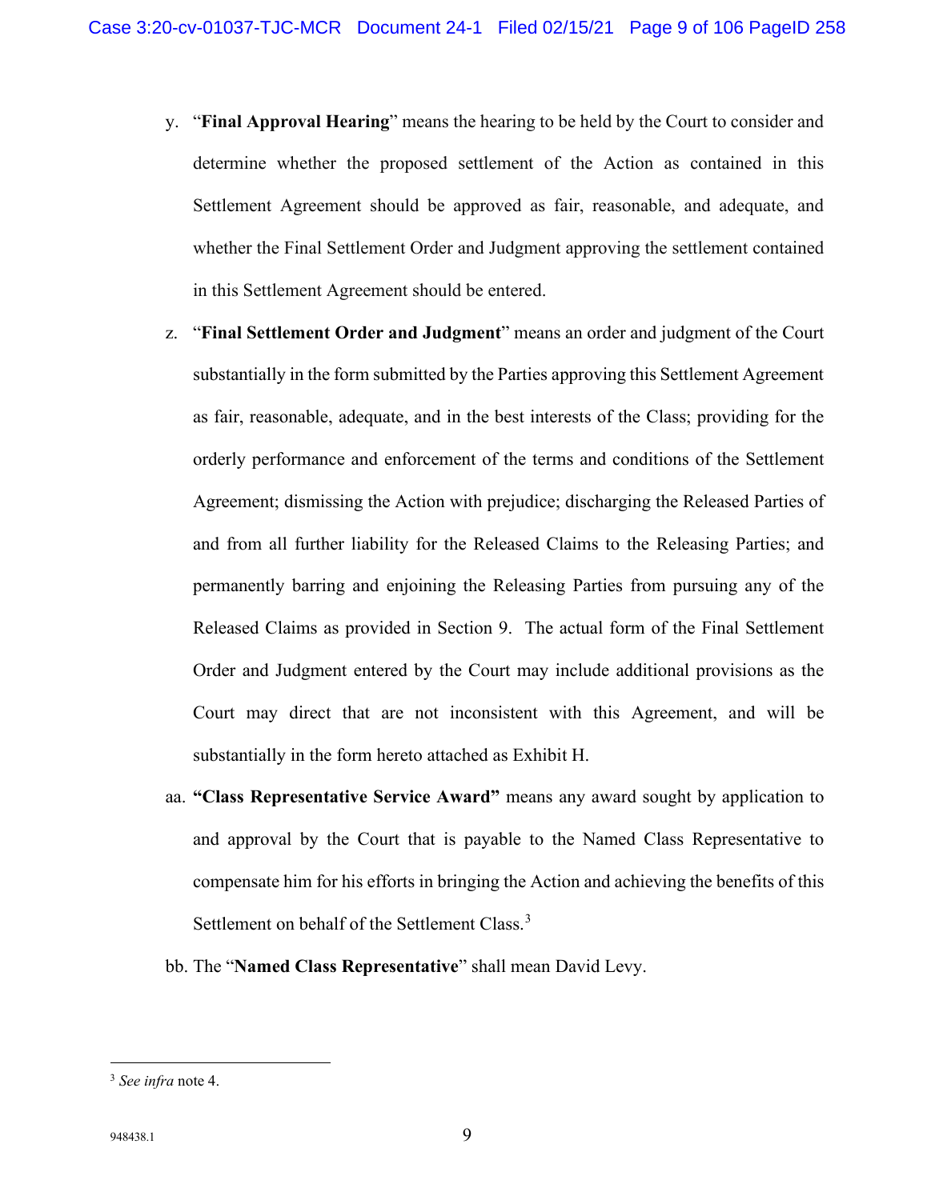y. "**Final Approval Hearing**" means the hearing to be held by the Court to consider and determine whether the proposed settlement of the Action as contained in this Settlement Agreement should be approved as fair, reasonable, and adequate, and whether the Final Settlement Order and Judgment approving the settlement contained in this Settlement Agreement should be entered.

z. "**Final Settlement Order and Judgment**" means an order and judgment of the Court substantially in the form submitted by the Parties approving this Settlement Agreement as fair, reasonable, adequate, and in the best interests of the Class; providing for the orderly performance and enforcement of the terms and conditions of the Settlement Agreement; dismissing the Action with prejudice; discharging the Released Parties of and from all further liability for the Released Claims to the Releasing Parties; and permanently barring and enjoining the Releasing Parties from pursuing any of the Released Claims as provided in Section 9. The actual form of the Final Settlement Order and Judgment entered by the Court may include additional provisions as the Court may direct that are not inconsistent with this Agreement, and will be substantially in the form hereto attached as Exhibit H.

aa. **"Class Representative Service Award"** means any award sought by application to and approval by the Court that is payable to the Named Class Representative to compensate him for his efforts in bringing the Action and achieving the benefits of this Settlement on behalf of the Settlement Class.[3]

bb. The "**Named Class Representative**" shall mean David Levy.

---

[3] *See infra* note 4.

948438.1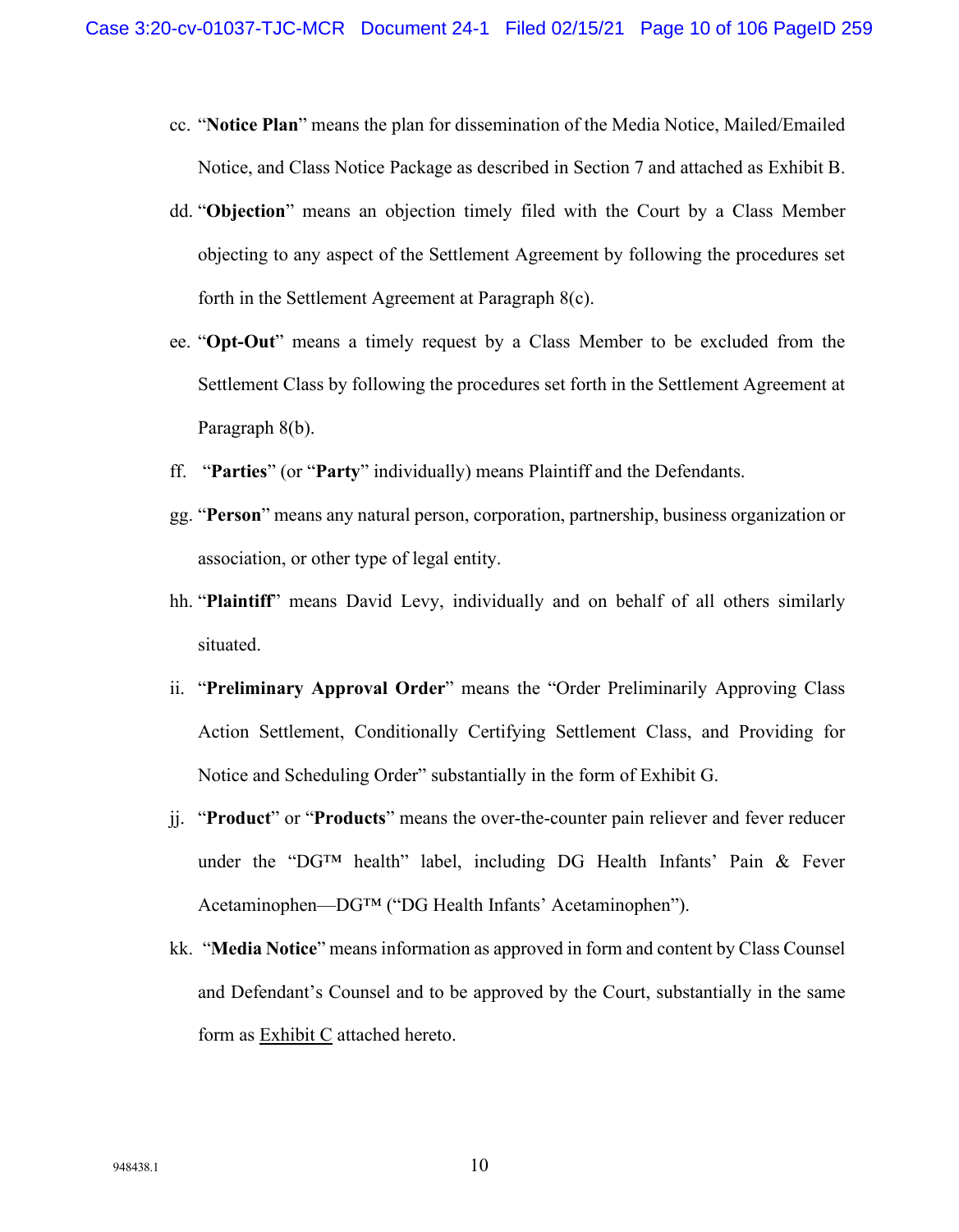cc. "**Notice Plan**" means the plan for dissemination of the Media Notice, Mailed/Emailed Notice, and Class Notice Package as described in Section 7 and attached as Exhibit B.

dd. "**Objection**" means an objection timely filed with the Court by a Class Member objecting to any aspect of the Settlement Agreement by following the procedures set forth in the Settlement Agreement at Paragraph 8(c).

ee. "**Opt-Out**" means a timely request by a Class Member to be excluded from the Settlement Class by following the procedures set forth in the Settlement Agreement at Paragraph 8(b).

ff. "**Parties**" (or "**Party**" individually) means Plaintiff and the Defendants.

gg. "**Person**" means any natural person, corporation, partnership, business organization or association, or other type of legal entity.

hh. "**Plaintiff**" means David Levy, individually and on behalf of all others similarly situated.

ii. "**Preliminary Approval Order**" means the "Order Preliminarily Approving Class Action Settlement, Conditionally Certifying Settlement Class, and Providing for Notice and Scheduling Order" substantially in the form of Exhibit G.

jj. "**Product**" or "**Products**" means the over-the-counter pain reliever and fever reducer under the "DG™ health" label, including DG Health Infants' Pain & Fever Acetaminophen—DG™ ("DG Health Infants' Acetaminophen").

kk. "**Media Notice**" means information as approved in form and content by Class Counsel and Defendant's Counsel and to be approved by the Court, substantially in the same form as Exhibit C attached hereto.

948438.1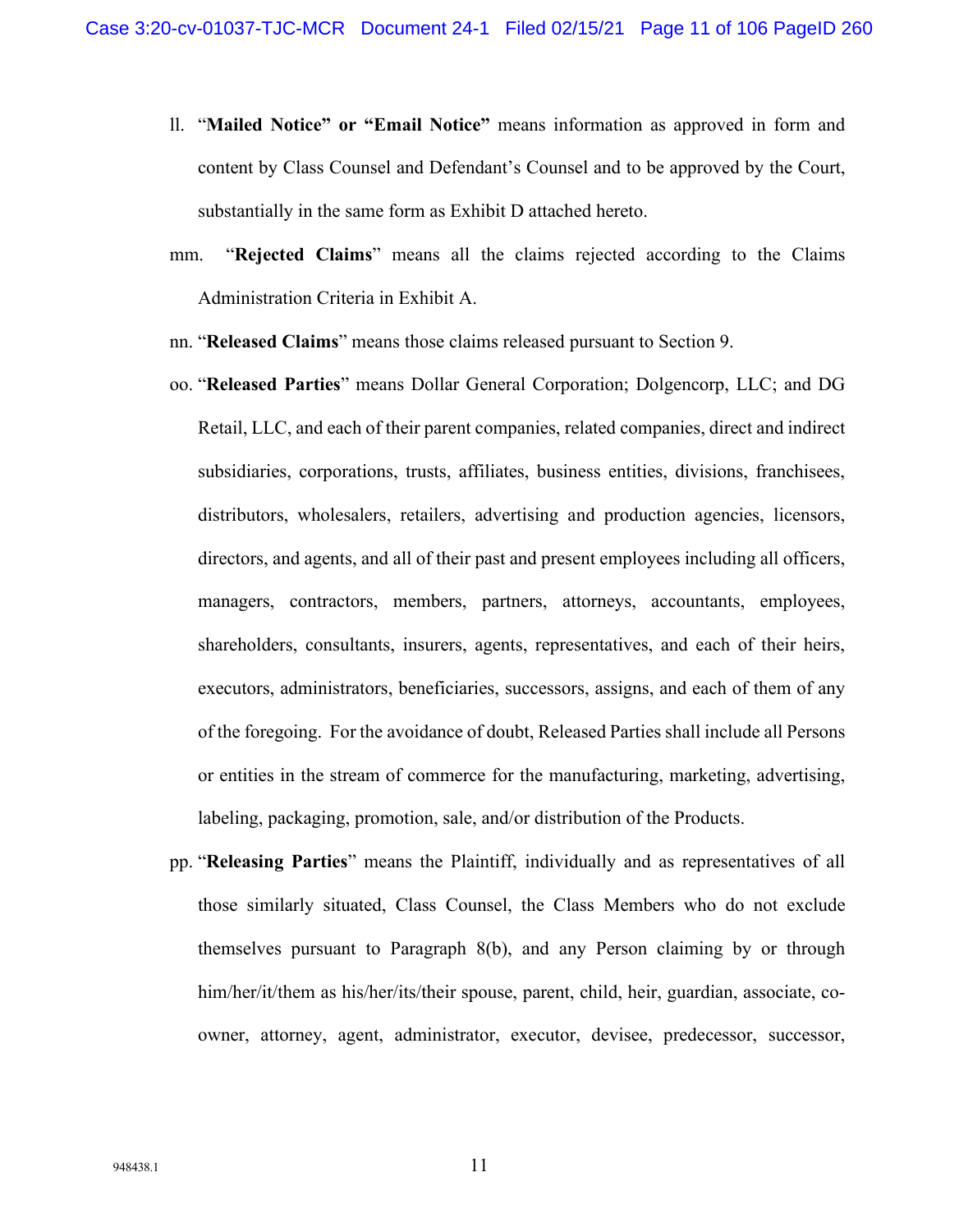ll. "**Mailed Notice" or "Email Notice"** means information as approved in form and content by Class Counsel and Defendant's Counsel and to be approved by the Court, substantially in the same form as Exhibit D attached hereto.

mm. "**Rejected Claims**" means all the claims rejected according to the Claims Administration Criteria in Exhibit A.

nn. "**Released Claims**" means those claims released pursuant to Section 9.

oo. "**Released Parties**" means Dollar General Corporation; Dolgencorp, LLC; and DG Retail, LLC, and each of their parent companies, related companies, direct and indirect subsidiaries, corporations, trusts, affiliates, business entities, divisions, franchisees, distributors, wholesalers, retailers, advertising and production agencies, licensors, directors, and agents, and all of their past and present employees including all officers, managers, contractors, members, partners, attorneys, accountants, employees, shareholders, consultants, insurers, agents, representatives, and each of their heirs, executors, administrators, beneficiaries, successors, assigns, and each of them of any of the foregoing. For the avoidance of doubt, Released Parties shall include all Persons or entities in the stream of commerce for the manufacturing, marketing, advertising, labeling, packaging, promotion, sale, and/or distribution of the Products.

pp. "**Releasing Parties**" means the Plaintiff, individually and as representatives of all those similarly situated, Class Counsel, the Class Members who do not exclude themselves pursuant to Paragraph 8(b), and any Person claiming by or through him/her/it/them as his/her/its/their spouse, parent, child, heir, guardian, associate, co-owner, attorney, agent, administrator, executor, devisee, predecessor, successor,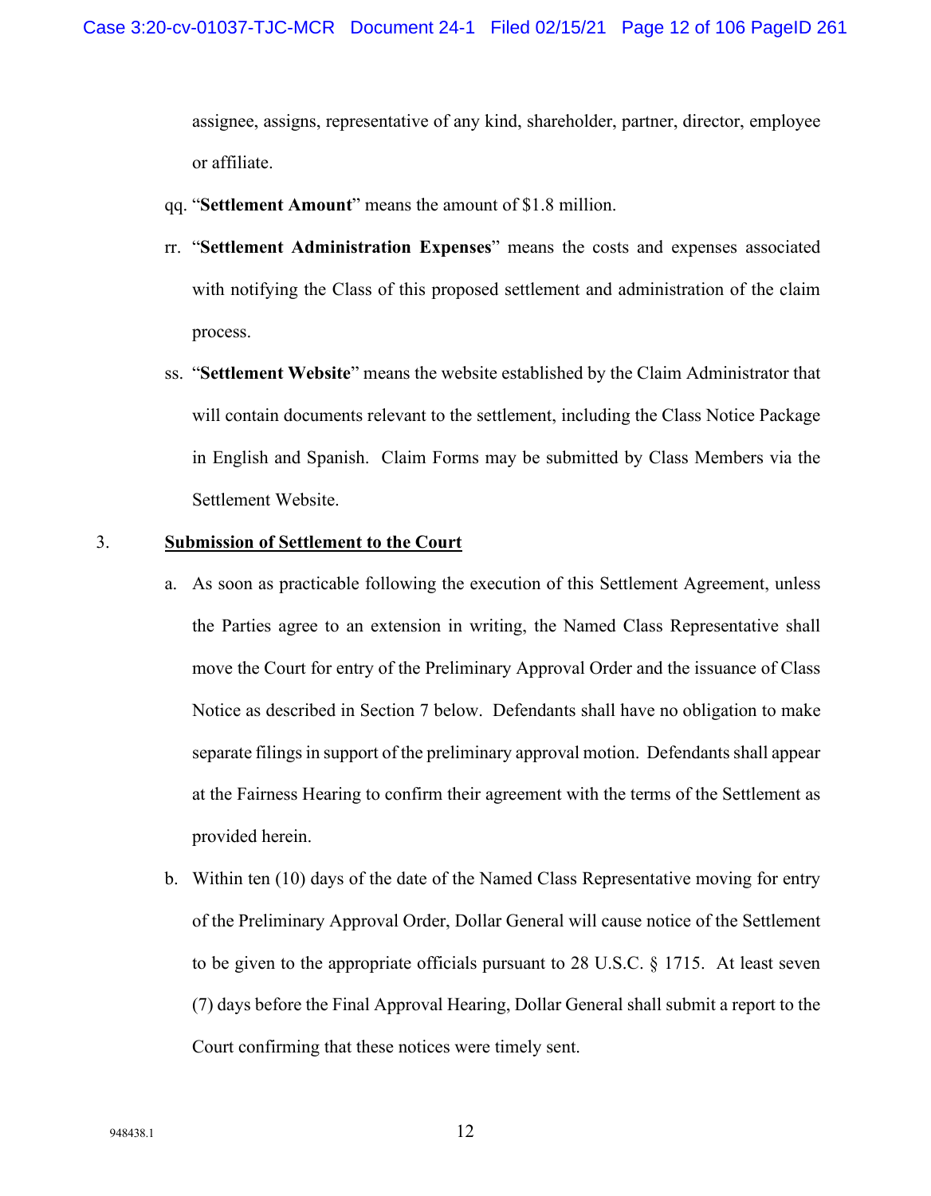assignee, assigns, representative of any kind, shareholder, partner, director, employee or affiliate.

qq. "**Settlement Amount**" means the amount of $1.8 million.

rr. "**Settlement Administration Expenses**" means the costs and expenses associated with notifying the Class of this proposed settlement and administration of the claim process.

ss. "**Settlement Website**" means the website established by the Claim Administrator that will contain documents relevant to the settlement, including the Class Notice Package in English and Spanish. Claim Forms may be submitted by Class Members via the Settlement Website.

3. **<u>Submission of Settlement to the Court</u>**

a. As soon as practicable following the execution of this Settlement Agreement, unless the Parties agree to an extension in writing, the Named Class Representative shall move the Court for entry of the Preliminary Approval Order and the issuance of Class Notice as described in Section 7 below. Defendants shall have no obligation to make separate filings in support of the preliminary approval motion. Defendants shall appear at the Fairness Hearing to confirm their agreement with the terms of the Settlement as provided herein.

b. Within ten (10) days of the date of the Named Class Representative moving for entry of the Preliminary Approval Order, Dollar General will cause notice of the Settlement to be given to the appropriate officials pursuant to 28 U.S.C. § 1715. At least seven (7) days before the Final Approval Hearing, Dollar General shall submit a report to the Court confirming that these notices were timely sent.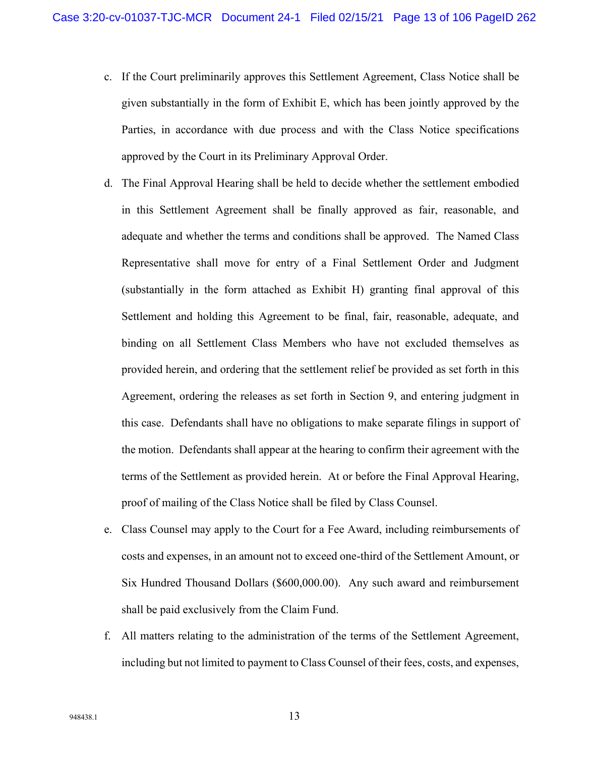c. If the Court preliminarily approves this Settlement Agreement, Class Notice shall be given substantially in the form of Exhibit E, which has been jointly approved by the Parties, in accordance with due process and with the Class Notice specifications approved by the Court in its Preliminary Approval Order.

d. The Final Approval Hearing shall be held to decide whether the settlement embodied in this Settlement Agreement shall be finally approved as fair, reasonable, and adequate and whether the terms and conditions shall be approved. The Named Class Representative shall move for entry of a Final Settlement Order and Judgment (substantially in the form attached as Exhibit H) granting final approval of this Settlement and holding this Agreement to be final, fair, reasonable, adequate, and binding on all Settlement Class Members who have not excluded themselves as provided herein, and ordering that the settlement relief be provided as set forth in this Agreement, ordering the releases as set forth in Section 9, and entering judgment in this case. Defendants shall have no obligations to make separate filings in support of the motion. Defendants shall appear at the hearing to confirm their agreement with the terms of the Settlement as provided herein. At or before the Final Approval Hearing, proof of mailing of the Class Notice shall be filed by Class Counsel.

e. Class Counsel may apply to the Court for a Fee Award, including reimbursements of costs and expenses, in an amount not to exceed one-third of the Settlement Amount, or Six Hundred Thousand Dollars ($600,000.00). Any such award and reimbursement shall be paid exclusively from the Claim Fund.

f. All matters relating to the administration of the terms of the Settlement Agreement, including but not limited to payment to Class Counsel of their fees, costs, and expenses,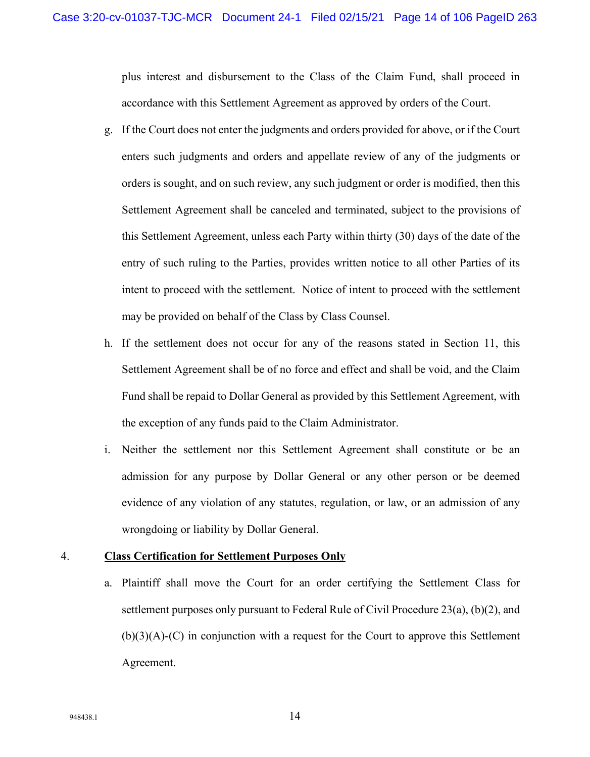plus interest and disbursement to the Class of the Claim Fund, shall proceed in accordance with this Settlement Agreement as approved by orders of the Court.

g. If the Court does not enter the judgments and orders provided for above, or if the Court enters such judgments and orders and appellate review of any of the judgments or orders is sought, and on such review, any such judgment or order is modified, then this Settlement Agreement shall be canceled and terminated, subject to the provisions of this Settlement Agreement, unless each Party within thirty (30) days of the date of the entry of such ruling to the Parties, provides written notice to all other Parties of its intent to proceed with the settlement. Notice of intent to proceed with the settlement may be provided on behalf of the Class by Class Counsel.

h. If the settlement does not occur for any of the reasons stated in Section 11, this Settlement Agreement shall be of no force and effect and shall be void, and the Claim Fund shall be repaid to Dollar General as provided by this Settlement Agreement, with the exception of any funds paid to the Claim Administrator.

i. Neither the settlement nor this Settlement Agreement shall constitute or be an admission for any purpose by Dollar General or any other person or be deemed evidence of any violation of any statutes, regulation, or law, or an admission of any wrongdoing or liability by Dollar General.

4. **Class Certification for Settlement Purposes Only**

a. Plaintiff shall move the Court for an order certifying the Settlement Class for settlement purposes only pursuant to Federal Rule of Civil Procedure 23(a), (b)(2), and (b)(3)(A)-(C) in conjunction with a request for the Court to approve this Settlement Agreement.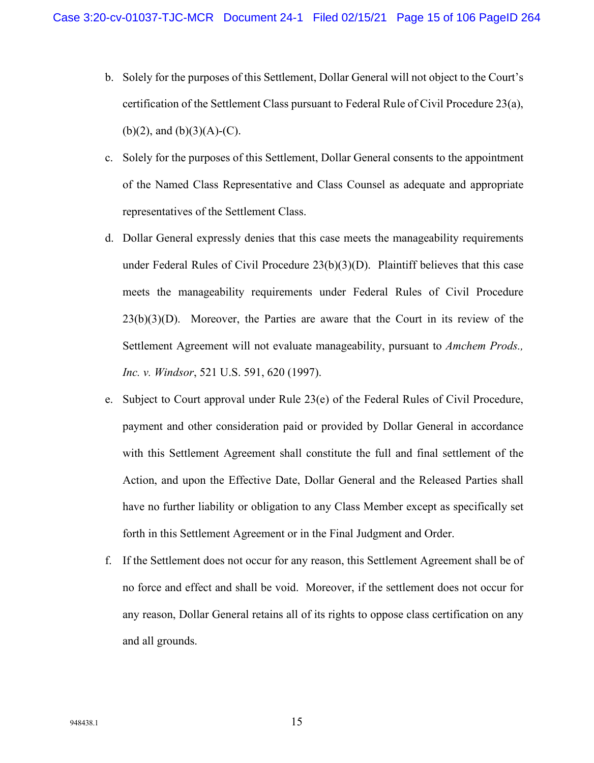b. Solely for the purposes of this Settlement, Dollar General will not object to the Court's certification of the Settlement Class pursuant to Federal Rule of Civil Procedure 23(a), (b)(2), and (b)(3)(A)-(C).

c. Solely for the purposes of this Settlement, Dollar General consents to the appointment of the Named Class Representative and Class Counsel as adequate and appropriate representatives of the Settlement Class.

d. Dollar General expressly denies that this case meets the manageability requirements under Federal Rules of Civil Procedure 23(b)(3)(D). Plaintiff believes that this case meets the manageability requirements under Federal Rules of Civil Procedure 23(b)(3)(D). Moreover, the Parties are aware that the Court in its review of the Settlement Agreement will not evaluate manageability, pursuant to *Amchem Prods., Inc. v. Windsor*, 521 U.S. 591, 620 (1997).

e. Subject to Court approval under Rule 23(e) of the Federal Rules of Civil Procedure, payment and other consideration paid or provided by Dollar General in accordance with this Settlement Agreement shall constitute the full and final settlement of the Action, and upon the Effective Date, Dollar General and the Released Parties shall have no further liability or obligation to any Class Member except as specifically set forth in this Settlement Agreement or in the Final Judgment and Order.

f. If the Settlement does not occur for any reason, this Settlement Agreement shall be of no force and effect and shall be void. Moreover, if the settlement does not occur for any reason, Dollar General retains all of its rights to oppose class certification on any and all grounds.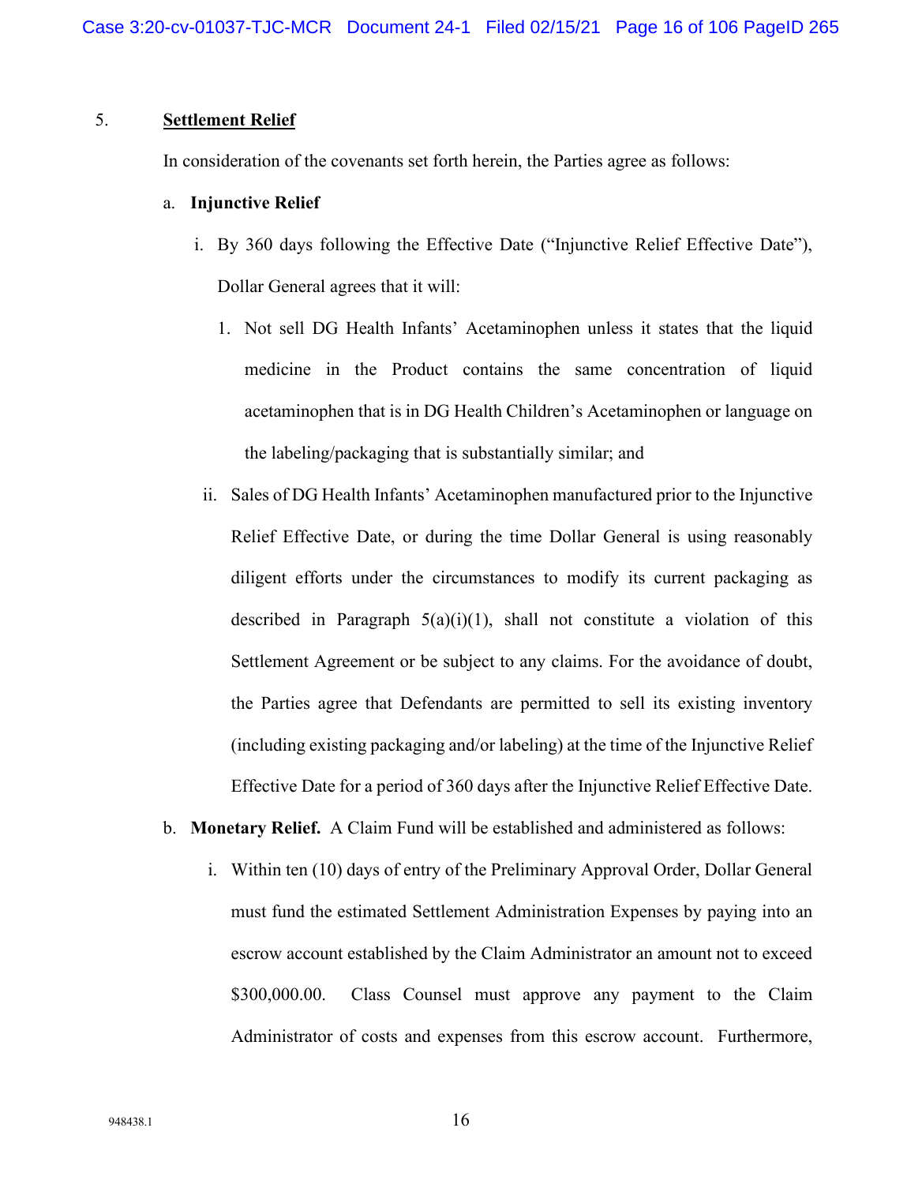5. **Settlement Relief**

In consideration of the covenants set forth herein, the Parties agree as follows:

a. **Injunctive Relief**

i. By 360 days following the Effective Date ("Injunctive Relief Effective Date"), Dollar General agrees that it will:

1. Not sell DG Health Infants' Acetaminophen unless it states that the liquid medicine in the Product contains the same concentration of liquid acetaminophen that is in DG Health Children's Acetaminophen or language on the labeling/packaging that is substantially similar; and

ii. Sales of DG Health Infants' Acetaminophen manufactured prior to the Injunctive Relief Effective Date, or during the time Dollar General is using reasonably diligent efforts under the circumstances to modify its current packaging as described in Paragraph 5(a)(i)(1), shall not constitute a violation of this Settlement Agreement or be subject to any claims. For the avoidance of doubt, the Parties agree that Defendants are permitted to sell its existing inventory (including existing packaging and/or labeling) at the time of the Injunctive Relief Effective Date for a period of 360 days after the Injunctive Relief Effective Date.

b. **Monetary Relief.** A Claim Fund will be established and administered as follows:

i. Within ten (10) days of entry of the Preliminary Approval Order, Dollar General must fund the estimated Settlement Administration Expenses by paying into an escrow account established by the Claim Administrator an amount not to exceed $300,000.00. Class Counsel must approve any payment to the Claim Administrator of costs and expenses from this escrow account. Furthermore,

948438.1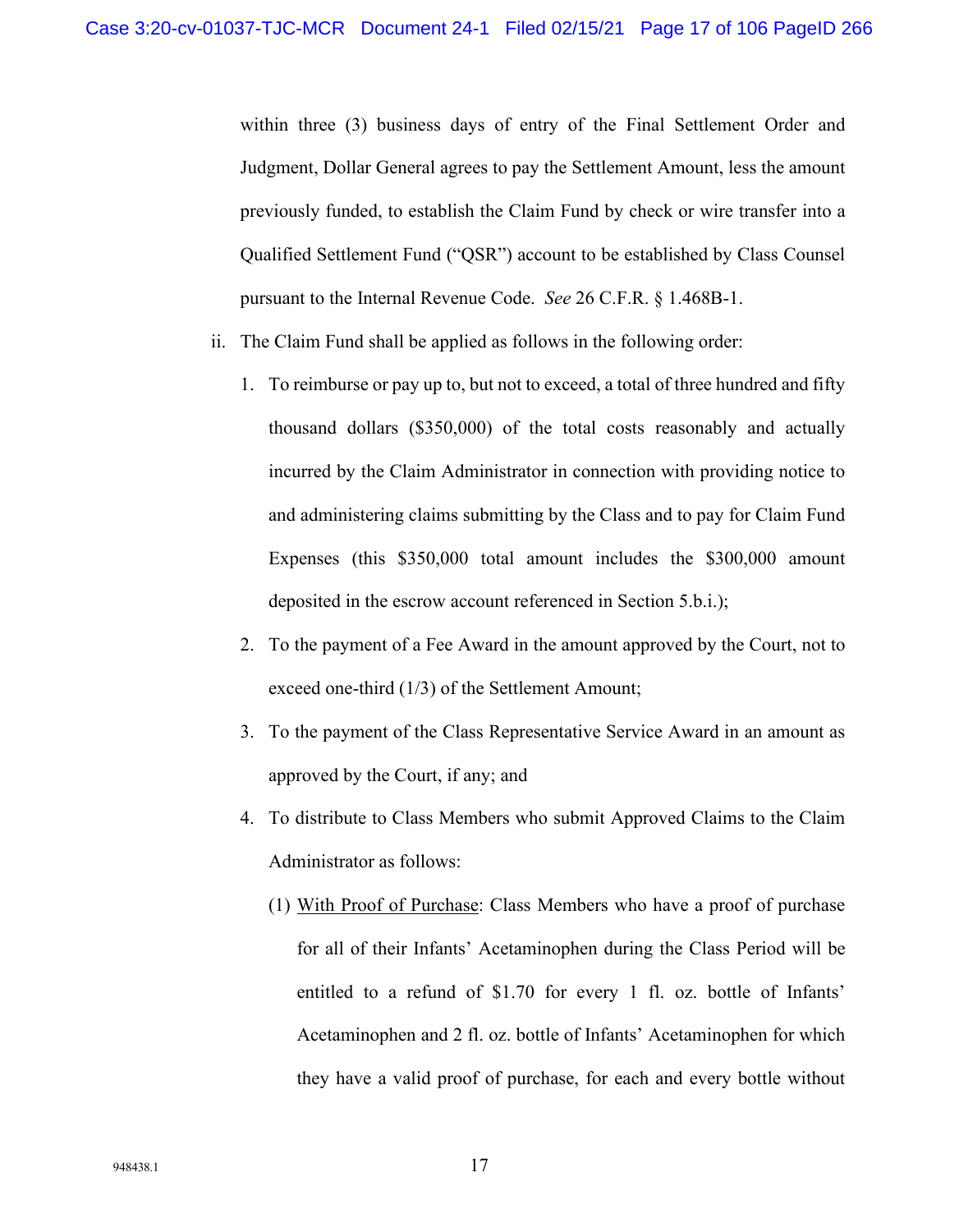within three (3) business days of entry of the Final Settlement Order and Judgment, Dollar General agrees to pay the Settlement Amount, less the amount previously funded, to establish the Claim Fund by check or wire transfer into a Qualified Settlement Fund ("QSR") account to be established by Class Counsel pursuant to the Internal Revenue Code. *See* 26 C.F.R. § 1.468B-1.

ii. The Claim Fund shall be applied as follows in the following order:

1. To reimburse or pay up to, but not to exceed, a total of three hundred and fifty thousand dollars ($350,000) of the total costs reasonably and actually incurred by the Claim Administrator in connection with providing notice to and administering claims submitting by the Class and to pay for Claim Fund Expenses (this $350,000 total amount includes the $300,000 amount deposited in the escrow account referenced in Section 5.b.i.);

2. To the payment of a Fee Award in the amount approved by the Court, not to exceed one-third (1/3) of the Settlement Amount;

3. To the payment of the Class Representative Service Award in an amount as approved by the Court, if any; and

4. To distribute to Class Members who submit Approved Claims to the Claim Administrator as follows:

   (1) <u>With Proof of Purchase</u>: Class Members who have a proof of purchase for all of their Infants' Acetaminophen during the Class Period will be entitled to a refund of $1.70 for every 1 fl. oz. bottle of Infants' Acetaminophen and 2 fl. oz. bottle of Infants' Acetaminophen for which they have a valid proof of purchase, for each and every bottle without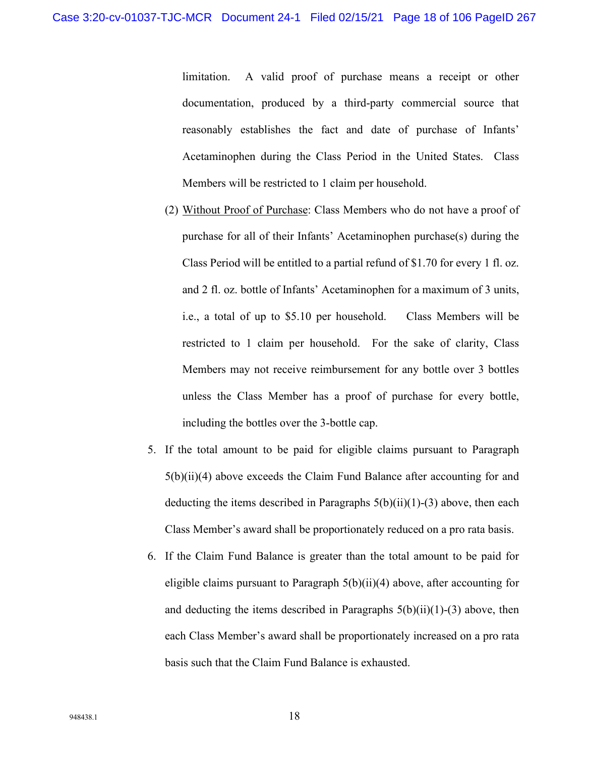limitation. A valid proof of purchase means a receipt or other documentation, produced by a third-party commercial source that reasonably establishes the fact and date of purchase of Infants' Acetaminophen during the Class Period in the United States. Class Members will be restricted to 1 claim per household.

(2) Without Proof of Purchase: Class Members who do not have a proof of purchase for all of their Infants' Acetaminophen purchase(s) during the Class Period will be entitled to a partial refund of $1.70 for every 1 fl. oz. and 2 fl. oz. bottle of Infants' Acetaminophen for a maximum of 3 units, i.e., a total of up to $5.10 per household. Class Members will be restricted to 1 claim per household. For the sake of clarity, Class Members may not receive reimbursement for any bottle over 3 bottles unless the Class Member has a proof of purchase for every bottle, including the bottles over the 3-bottle cap.

5. If the total amount to be paid for eligible claims pursuant to Paragraph 5(b)(ii)(4) above exceeds the Claim Fund Balance after accounting for and deducting the items described in Paragraphs 5(b)(ii)(1)-(3) above, then each Class Member's award shall be proportionately reduced on a pro rata basis.

6. If the Claim Fund Balance is greater than the total amount to be paid for eligible claims pursuant to Paragraph 5(b)(ii)(4) above, after accounting for and deducting the items described in Paragraphs 5(b)(ii)(1)-(3) above, then each Class Member's award shall be proportionately increased on a pro rata basis such that the Claim Fund Balance is exhausted.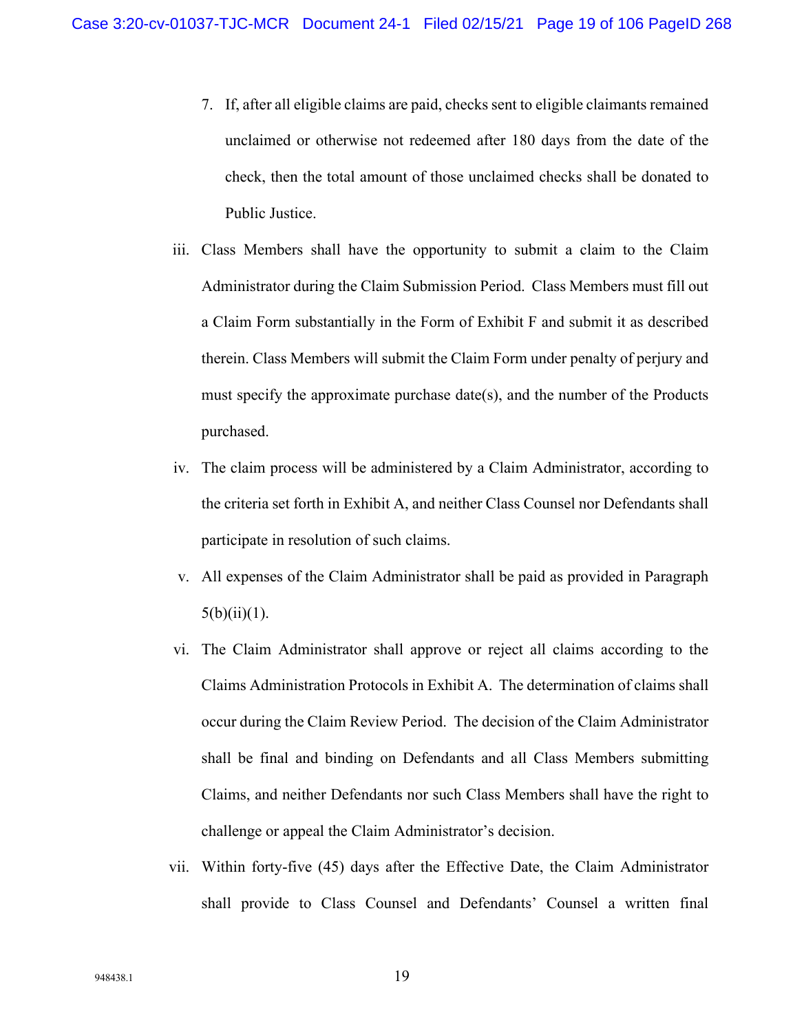7. If, after all eligible claims are paid, checks sent to eligible claimants remained unclaimed or otherwise not redeemed after 180 days from the date of the check, then the total amount of those unclaimed checks shall be donated to Public Justice.

iii. Class Members shall have the opportunity to submit a claim to the Claim Administrator during the Claim Submission Period. Class Members must fill out a Claim Form substantially in the Form of Exhibit F and submit it as described therein. Class Members will submit the Claim Form under penalty of perjury and must specify the approximate purchase date(s), and the number of the Products purchased.

iv. The claim process will be administered by a Claim Administrator, according to the criteria set forth in Exhibit A, and neither Class Counsel nor Defendants shall participate in resolution of such claims.

v. All expenses of the Claim Administrator shall be paid as provided in Paragraph 5(b)(ii)(1).

vi. The Claim Administrator shall approve or reject all claims according to the Claims Administration Protocols in Exhibit A. The determination of claims shall occur during the Claim Review Period. The decision of the Claim Administrator shall be final and binding on Defendants and all Class Members submitting Claims, and neither Defendants nor such Class Members shall have the right to challenge or appeal the Claim Administrator's decision.

vii. Within forty-five (45) days after the Effective Date, the Claim Administrator shall provide to Class Counsel and Defendants' Counsel a written final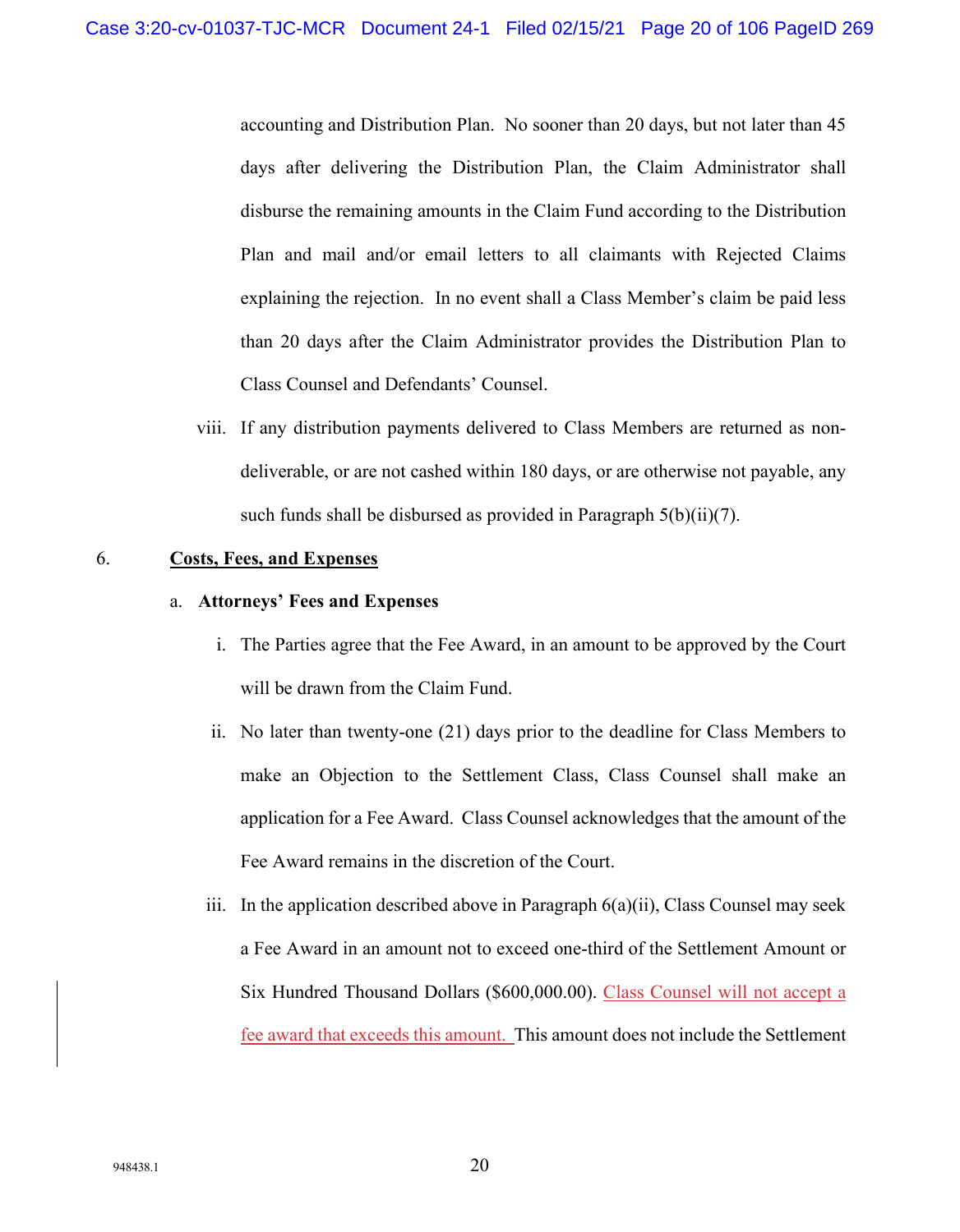accounting and Distribution Plan. No sooner than 20 days, but not later than 45 days after delivering the Distribution Plan, the Claim Administrator shall disburse the remaining amounts in the Claim Fund according to the Distribution Plan and mail and/or email letters to all claimants with Rejected Claims explaining the rejection. In no event shall a Class Member's claim be paid less than 20 days after the Claim Administrator provides the Distribution Plan to Class Counsel and Defendants' Counsel.

viii. If any distribution payments delivered to Class Members are returned as non-deliverable, or are not cashed within 180 days, or are otherwise not payable, any such funds shall be disbursed as provided in Paragraph 5(b)(ii)(7).

6. **Costs, Fees, and Expenses**

a. **Attorneys' Fees and Expenses**

i. The Parties agree that the Fee Award, in an amount to be approved by the Court will be drawn from the Claim Fund.

ii. No later than twenty-one (21) days prior to the deadline for Class Members to make an Objection to the Settlement Class, Class Counsel shall make an application for a Fee Award. Class Counsel acknowledges that the amount of the Fee Award remains in the discretion of the Court.

iii. In the application described above in Paragraph 6(a)(ii), Class Counsel may seek a Fee Award in an amount not to exceed one-third of the Settlement Amount or Six Hundred Thousand Dollars ($600,000.00). Class Counsel will not accept a fee award that exceeds this amount. This amount does not include the Settlement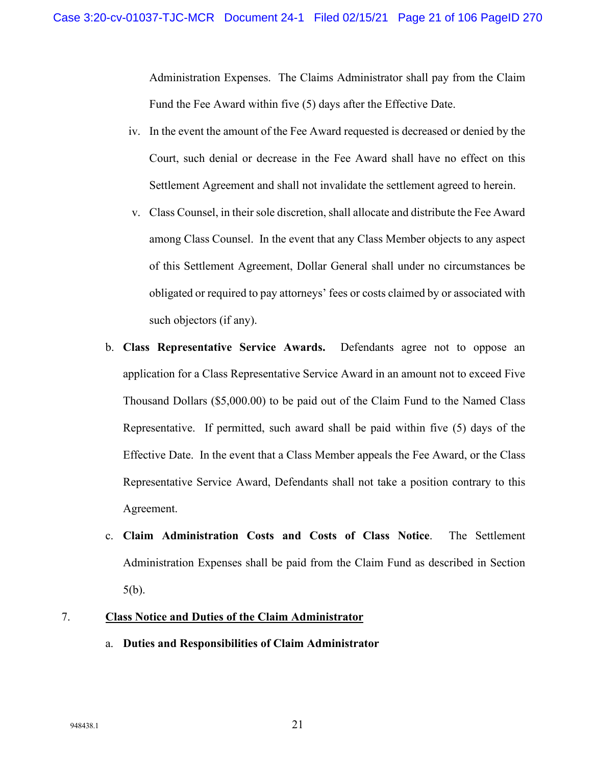Administration Expenses. The Claims Administrator shall pay from the Claim Fund the Fee Award within five (5) days after the Effective Date.

iv. In the event the amount of the Fee Award requested is decreased or denied by the Court, such denial or decrease in the Fee Award shall have no effect on this Settlement Agreement and shall not invalidate the settlement agreed to herein.

v. Class Counsel, in their sole discretion, shall allocate and distribute the Fee Award among Class Counsel. In the event that any Class Member objects to any aspect of this Settlement Agreement, Dollar General shall under no circumstances be obligated or required to pay attorneys' fees or costs claimed by or associated with such objectors (if any).

b. **Class Representative Service Awards.** Defendants agree not to oppose an application for a Class Representative Service Award in an amount not to exceed Five Thousand Dollars ($5,000.00) to be paid out of the Claim Fund to the Named Class Representative. If permitted, such award shall be paid within five (5) days of the Effective Date. In the event that a Class Member appeals the Fee Award, or the Class Representative Service Award, Defendants shall not take a position contrary to this Agreement.

c. **Claim Administration Costs and Costs of Class Notice**. The Settlement Administration Expenses shall be paid from the Claim Fund as described in Section 5(b).

7. <u>**Class Notice and Duties of the Claim Administrator**</u>

a. **Duties and Responsibilities of Claim Administrator**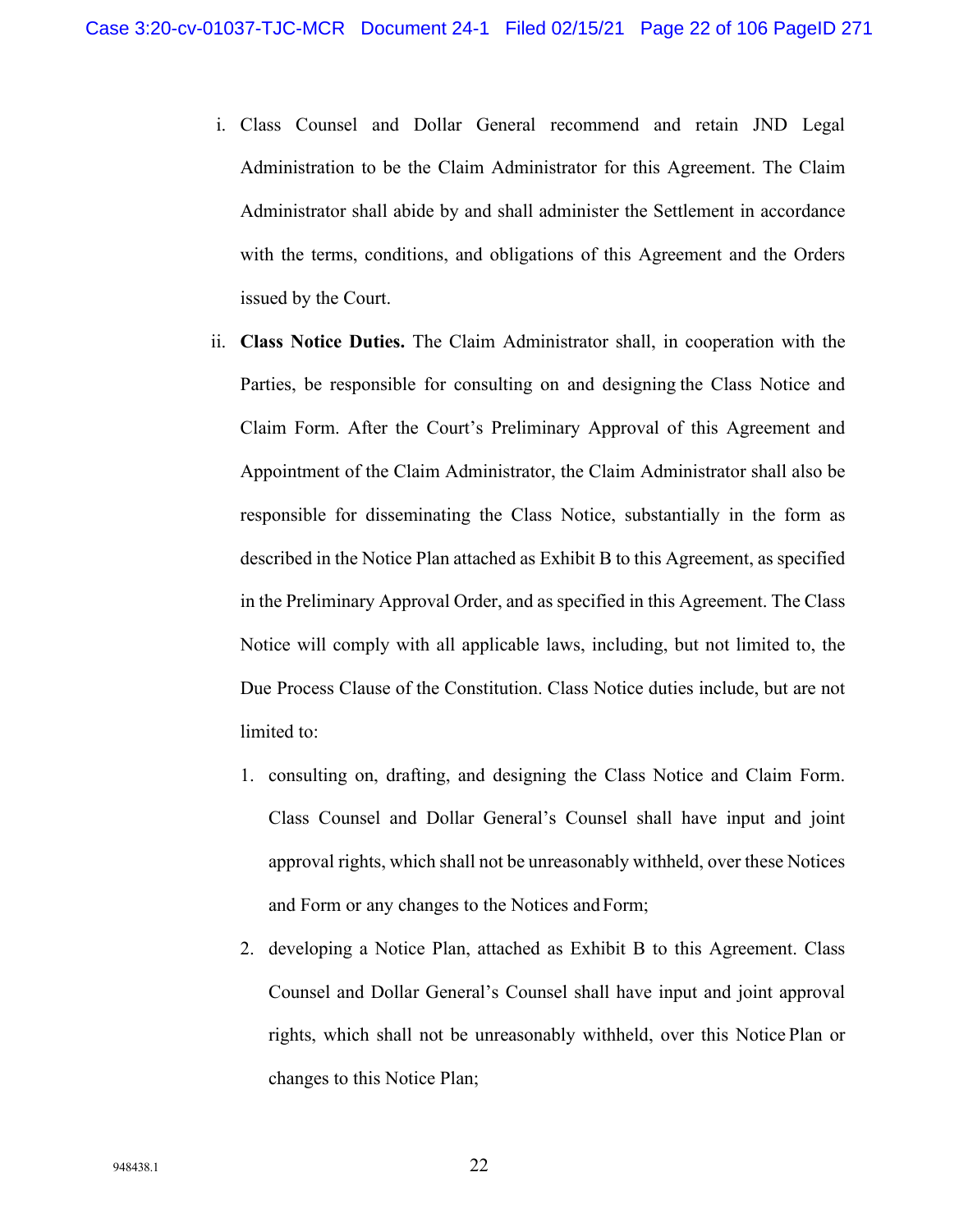i. Class Counsel and Dollar General recommend and retain JND Legal Administration to be the Claim Administrator for this Agreement. The Claim Administrator shall abide by and shall administer the Settlement in accordance with the terms, conditions, and obligations of this Agreement and the Orders issued by the Court.

ii. **Class Notice Duties.** The Claim Administrator shall, in cooperation with the Parties, be responsible for consulting on and designing the Class Notice and Claim Form. After the Court's Preliminary Approval of this Agreement and Appointment of the Claim Administrator, the Claim Administrator shall also be responsible for disseminating the Class Notice, substantially in the form as described in the Notice Plan attached as Exhibit B to this Agreement, as specified in the Preliminary Approval Order, and as specified in this Agreement. The Class Notice will comply with all applicable laws, including, but not limited to, the Due Process Clause of the Constitution. Class Notice duties include, but are not limited to:

1. consulting on, drafting, and designing the Class Notice and Claim Form. Class Counsel and Dollar General's Counsel shall have input and joint approval rights, which shall not be unreasonably withheld, over these Notices and Form or any changes to the Notices and Form;

2. developing a Notice Plan, attached as Exhibit B to this Agreement. Class Counsel and Dollar General's Counsel shall have input and joint approval rights, which shall not be unreasonably withheld, over this Notice Plan or changes to this Notice Plan;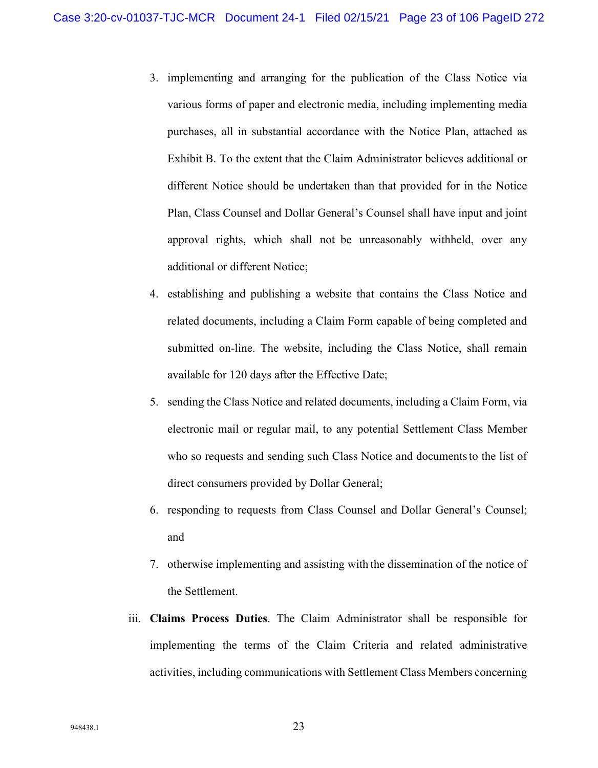3. implementing and arranging for the publication of the Class Notice via various forms of paper and electronic media, including implementing media purchases, all in substantial accordance with the Notice Plan, attached as Exhibit B. To the extent that the Claim Administrator believes additional or different Notice should be undertaken than that provided for in the Notice Plan, Class Counsel and Dollar General's Counsel shall have input and joint approval rights, which shall not be unreasonably withheld, over any additional or different Notice;

4. establishing and publishing a website that contains the Class Notice and related documents, including a Claim Form capable of being completed and submitted on-line. The website, including the Class Notice, shall remain available for 120 days after the Effective Date;

5. sending the Class Notice and related documents, including a Claim Form, via electronic mail or regular mail, to any potential Settlement Class Member who so requests and sending such Class Notice and documents to the list of direct consumers provided by Dollar General;

6. responding to requests from Class Counsel and Dollar General's Counsel; and

7. otherwise implementing and assisting with the dissemination of the notice of the Settlement.

iii. **Claims Process Duties**. The Claim Administrator shall be responsible for implementing the terms of the Claim Criteria and related administrative activities, including communications with Settlement Class Members concerning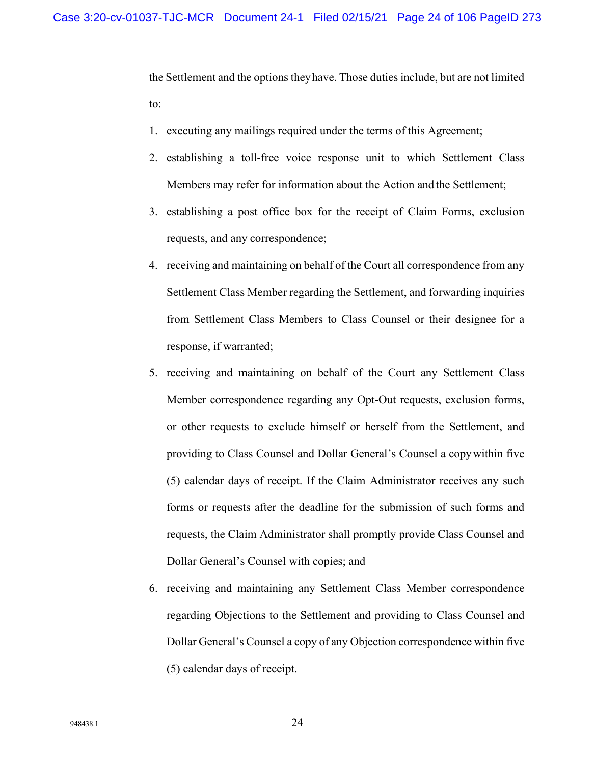the Settlement and the options they have. Those duties include, but are not limited to:

1. executing any mailings required under the terms of this Agreement;
2. establishing a toll-free voice response unit to which Settlement Class Members may refer for information about the Action and the Settlement;
3. establishing a post office box for the receipt of Claim Forms, exclusion requests, and any correspondence;
4. receiving and maintaining on behalf of the Court all correspondence from any Settlement Class Member regarding the Settlement, and forwarding inquiries from Settlement Class Members to Class Counsel or their designee for a response, if warranted;
5. receiving and maintaining on behalf of the Court any Settlement Class Member correspondence regarding any Opt-Out requests, exclusion forms, or other requests to exclude himself or herself from the Settlement, and providing to Class Counsel and Dollar General's Counsel a copy within five (5) calendar days of receipt. If the Claim Administrator receives any such forms or requests after the deadline for the submission of such forms and requests, the Claim Administrator shall promptly provide Class Counsel and Dollar General's Counsel with copies; and
6. receiving and maintaining any Settlement Class Member correspondence regarding Objections to the Settlement and providing to Class Counsel and Dollar General's Counsel a copy of any Objection correspondence within five (5) calendar days of receipt.

948438.1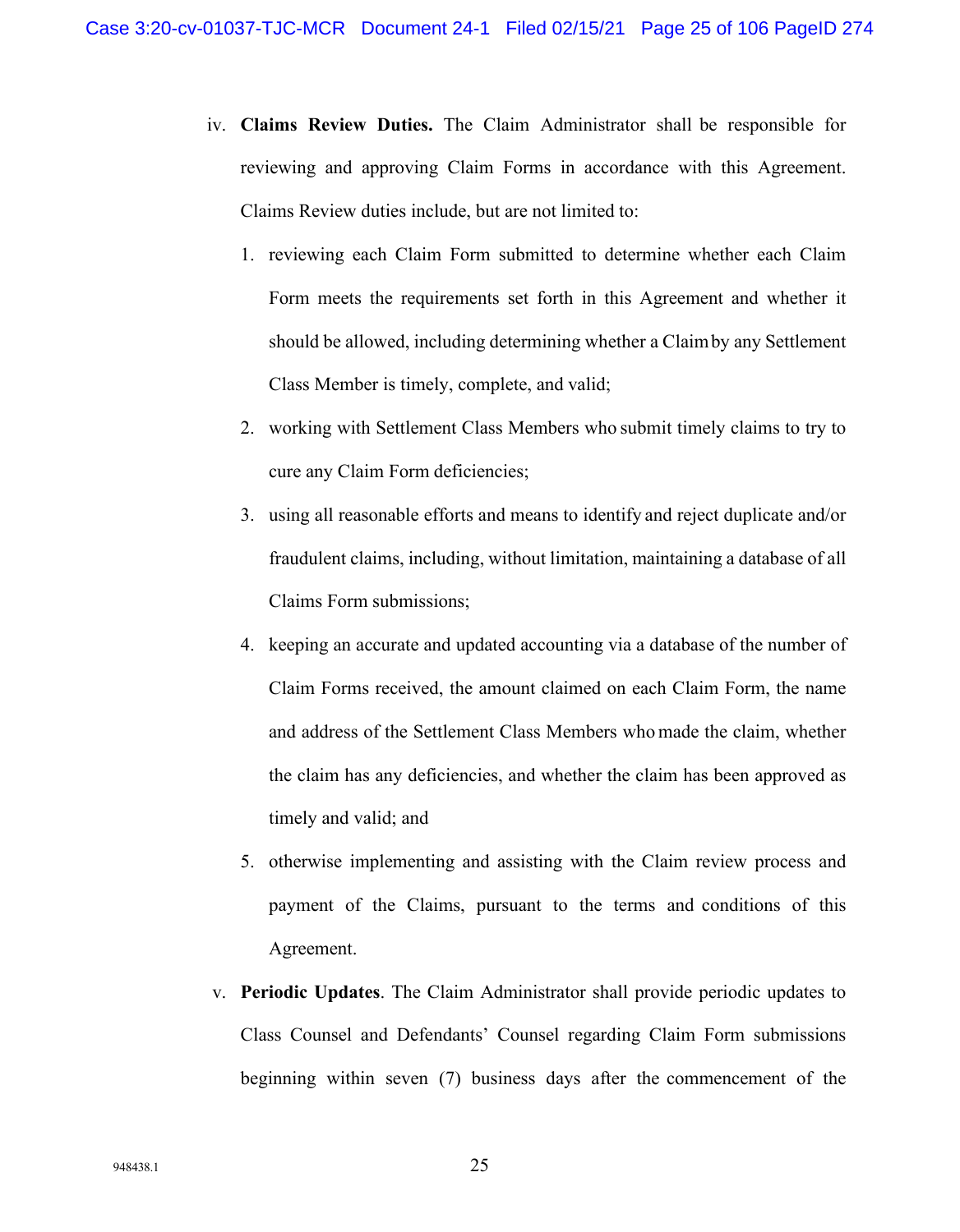iv. **Claims Review Duties.** The Claim Administrator shall be responsible for reviewing and approving Claim Forms in accordance with this Agreement. Claims Review duties include, but are not limited to:

1. reviewing each Claim Form submitted to determine whether each Claim Form meets the requirements set forth in this Agreement and whether it should be allowed, including determining whether a Claim by any Settlement Class Member is timely, complete, and valid;
2. working with Settlement Class Members who submit timely claims to try to cure any Claim Form deficiencies;
3. using all reasonable efforts and means to identify and reject duplicate and/or fraudulent claims, including, without limitation, maintaining a database of all Claims Form submissions;
4. keeping an accurate and updated accounting via a database of the number of Claim Forms received, the amount claimed on each Claim Form, the name and address of the Settlement Class Members who made the claim, whether the claim has any deficiencies, and whether the claim has been approved as timely and valid; and
5. otherwise implementing and assisting with the Claim review process and payment of the Claims, pursuant to the terms and conditions of this Agreement.

v. **Periodic Updates**. The Claim Administrator shall provide periodic updates to Class Counsel and Defendants' Counsel regarding Claim Form submissions beginning within seven (7) business days after the commencement of the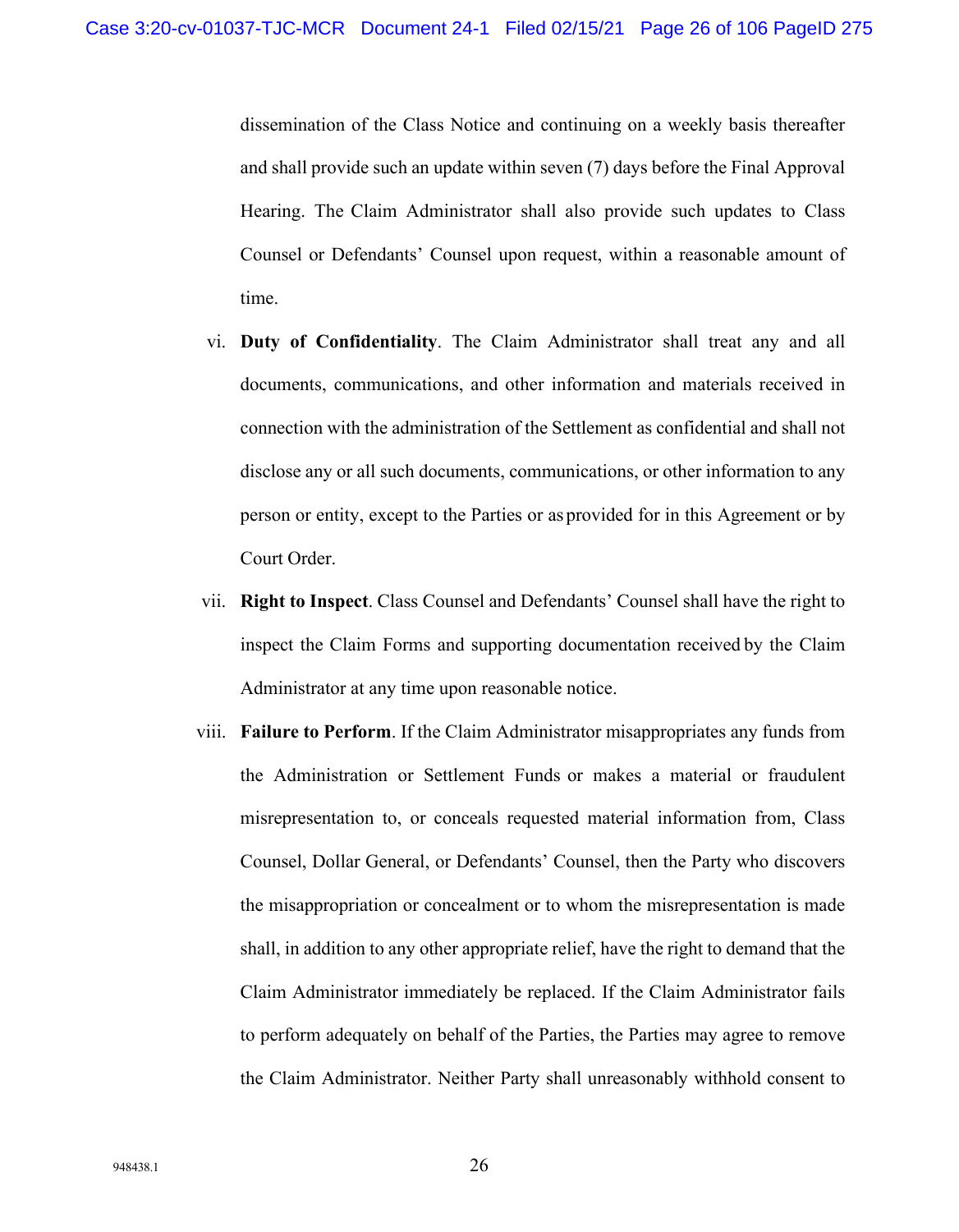dissemination of the Class Notice and continuing on a weekly basis thereafter and shall provide such an update within seven (7) days before the Final Approval Hearing. The Claim Administrator shall also provide such updates to Class Counsel or Defendants' Counsel upon request, within a reasonable amount of time.

vi. **Duty of Confidentiality**. The Claim Administrator shall treat any and all documents, communications, and other information and materials received in connection with the administration of the Settlement as confidential and shall not disclose any or all such documents, communications, or other information to any person or entity, except to the Parties or as provided for in this Agreement or by Court Order.

vii. **Right to Inspect**. Class Counsel and Defendants' Counsel shall have the right to inspect the Claim Forms and supporting documentation received by the Claim Administrator at any time upon reasonable notice.

viii. **Failure to Perform**. If the Claim Administrator misappropriates any funds from the Administration or Settlement Funds or makes a material or fraudulent misrepresentation to, or conceals requested material information from, Class Counsel, Dollar General, or Defendants' Counsel, then the Party who discovers the misappropriation or concealment or to whom the misrepresentation is made shall, in addition to any other appropriate relief, have the right to demand that the Claim Administrator immediately be replaced. If the Claim Administrator fails to perform adequately on behalf of the Parties, the Parties may agree to remove the Claim Administrator. Neither Party shall unreasonably withhold consent to

948438.1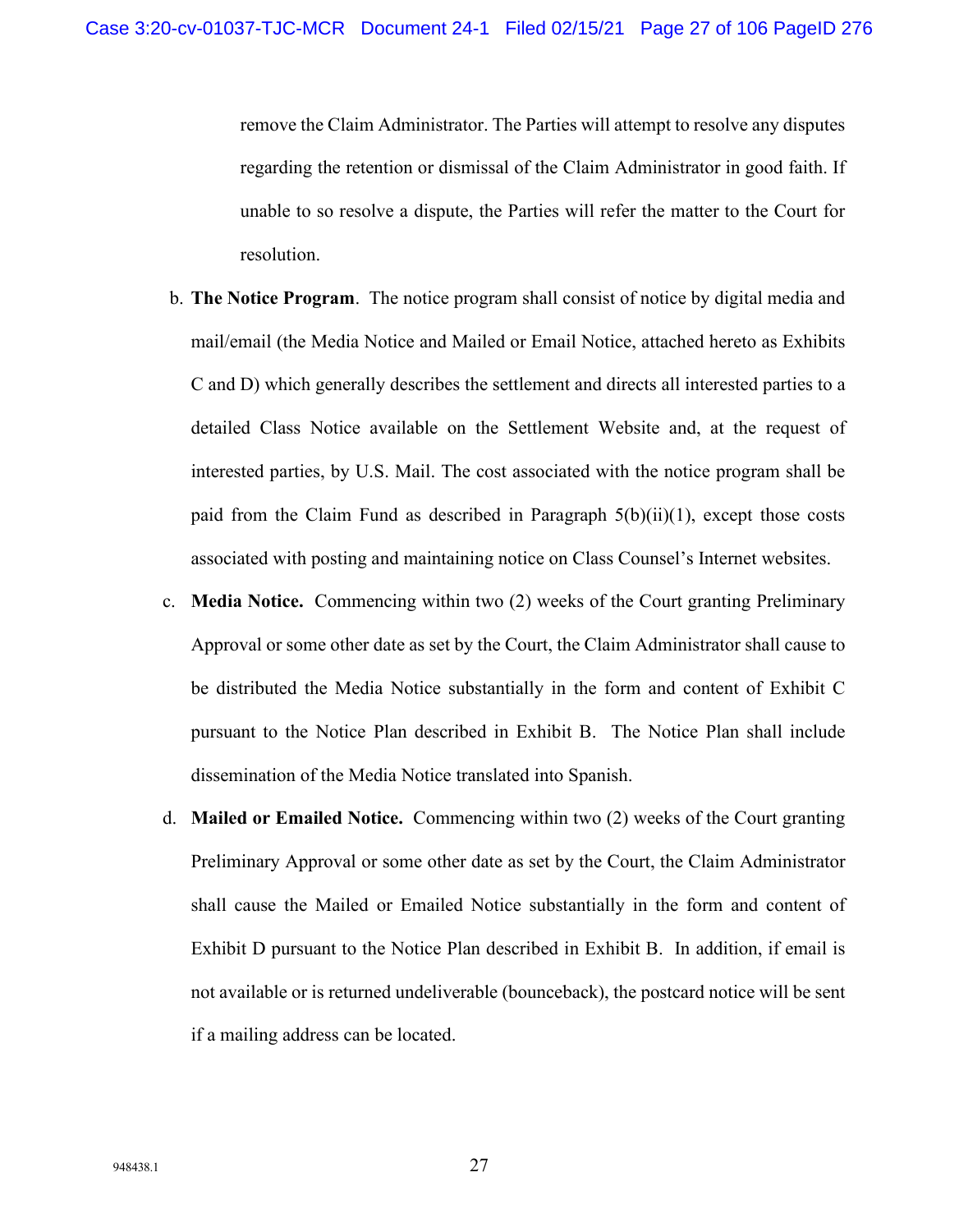remove the Claim Administrator. The Parties will attempt to resolve any disputes regarding the retention or dismissal of the Claim Administrator in good faith. If unable to so resolve a dispute, the Parties will refer the matter to the Court for resolution.

b. **The Notice Program**. The notice program shall consist of notice by digital media and mail/email (the Media Notice and Mailed or Email Notice, attached hereto as Exhibits C and D) which generally describes the settlement and directs all interested parties to a detailed Class Notice available on the Settlement Website and, at the request of interested parties, by U.S. Mail. The cost associated with the notice program shall be paid from the Claim Fund as described in Paragraph 5(b)(ii)(1), except those costs associated with posting and maintaining notice on Class Counsel's Internet websites.

c. **Media Notice.** Commencing within two (2) weeks of the Court granting Preliminary Approval or some other date as set by the Court, the Claim Administrator shall cause to be distributed the Media Notice substantially in the form and content of Exhibit C pursuant to the Notice Plan described in Exhibit B. The Notice Plan shall include dissemination of the Media Notice translated into Spanish.

d. **Mailed or Emailed Notice.** Commencing within two (2) weeks of the Court granting Preliminary Approval or some other date as set by the Court, the Claim Administrator shall cause the Mailed or Emailed Notice substantially in the form and content of Exhibit D pursuant to the Notice Plan described in Exhibit B. In addition, if email is not available or is returned undeliverable (bounceback), the postcard notice will be sent if a mailing address can be located.

948438.1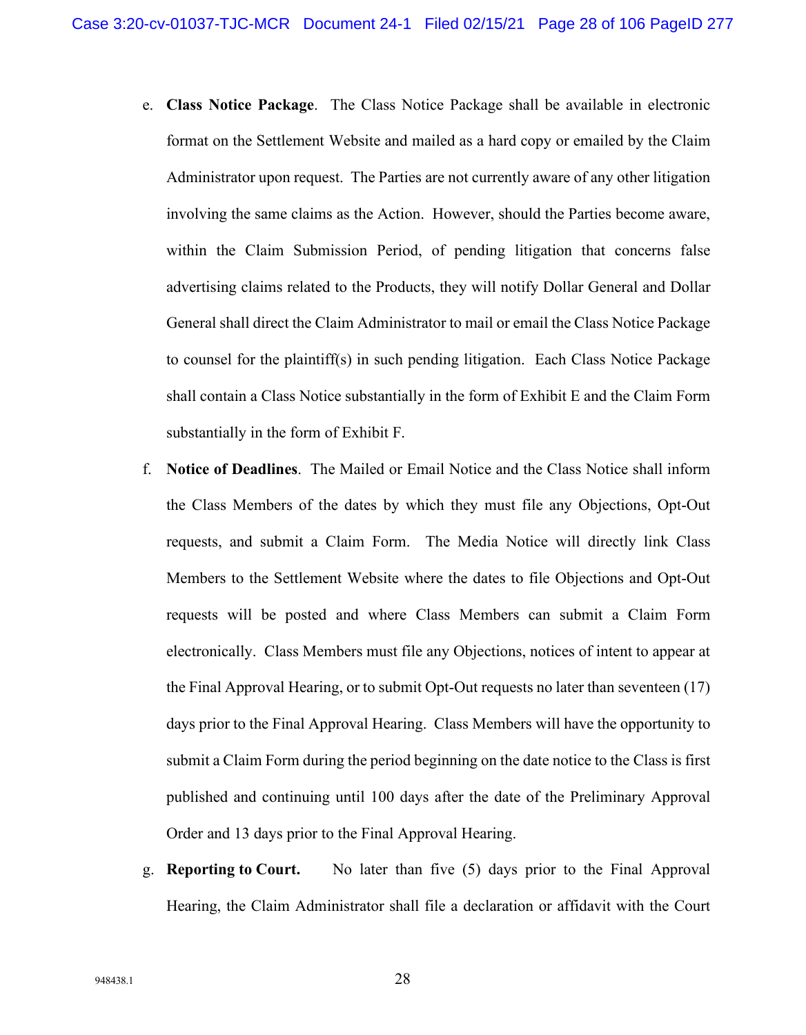e. **Class Notice Package**. The Class Notice Package shall be available in electronic format on the Settlement Website and mailed as a hard copy or emailed by the Claim Administrator upon request. The Parties are not currently aware of any other litigation involving the same claims as the Action. However, should the Parties become aware, within the Claim Submission Period, of pending litigation that concerns false advertising claims related to the Products, they will notify Dollar General and Dollar General shall direct the Claim Administrator to mail or email the Class Notice Package to counsel for the plaintiff(s) in such pending litigation. Each Class Notice Package shall contain a Class Notice substantially in the form of Exhibit E and the Claim Form substantially in the form of Exhibit F.

f. **Notice of Deadlines**. The Mailed or Email Notice and the Class Notice shall inform the Class Members of the dates by which they must file any Objections, Opt-Out requests, and submit a Claim Form. The Media Notice will directly link Class Members to the Settlement Website where the dates to file Objections and Opt-Out requests will be posted and where Class Members can submit a Claim Form electronically. Class Members must file any Objections, notices of intent to appear at the Final Approval Hearing, or to submit Opt-Out requests no later than seventeen (17) days prior to the Final Approval Hearing. Class Members will have the opportunity to submit a Claim Form during the period beginning on the date notice to the Class is first published and continuing until 100 days after the date of the Preliminary Approval Order and 13 days prior to the Final Approval Hearing.

g. **Reporting to Court.** No later than five (5) days prior to the Final Approval Hearing, the Claim Administrator shall file a declaration or affidavit with the Court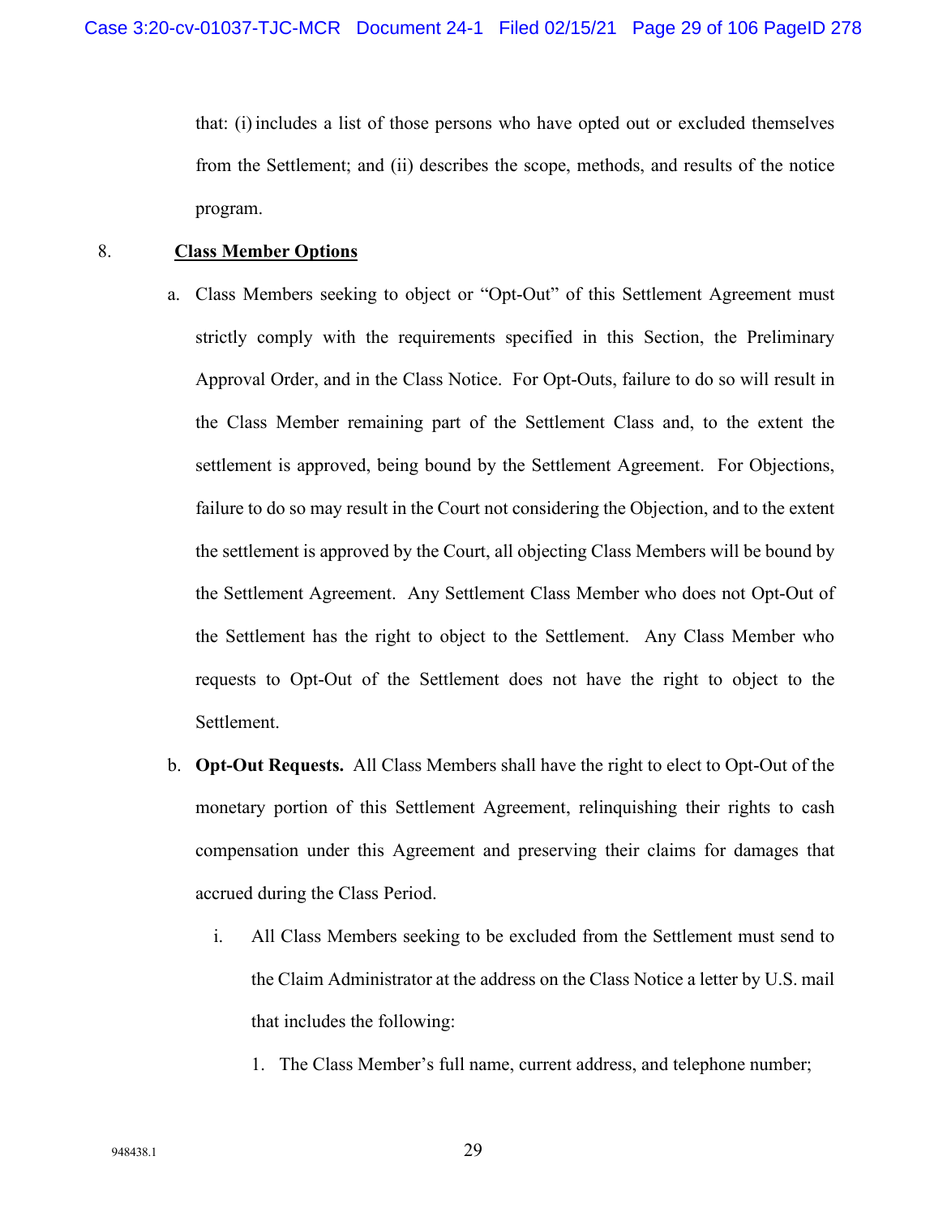that: (i) includes a list of those persons who have opted out or excluded themselves from the Settlement; and (ii) describes the scope, methods, and results of the notice program.

8. **Class Member Options**

   a. Class Members seeking to object or "Opt-Out" of this Settlement Agreement must strictly comply with the requirements specified in this Section, the Preliminary Approval Order, and in the Class Notice. For Opt-Outs, failure to do so will result in the Class Member remaining part of the Settlement Class and, to the extent the settlement is approved, being bound by the Settlement Agreement. For Objections, failure to do so may result in the Court not considering the Objection, and to the extent the settlement is approved by the Court, all objecting Class Members will be bound by the Settlement Agreement. Any Settlement Class Member who does not Opt-Out of the Settlement has the right to object to the Settlement. Any Class Member who requests to Opt-Out of the Settlement does not have the right to object to the Settlement.

   b. **Opt-Out Requests.** All Class Members shall have the right to elect to Opt-Out of the monetary portion of this Settlement Agreement, relinquishing their rights to cash compensation under this Agreement and preserving their claims for damages that accrued during the Class Period.

      i. All Class Members seeking to be excluded from the Settlement must send to the Claim Administrator at the address on the Class Notice a letter by U.S. mail that includes the following:

         1. The Class Member's full name, current address, and telephone number;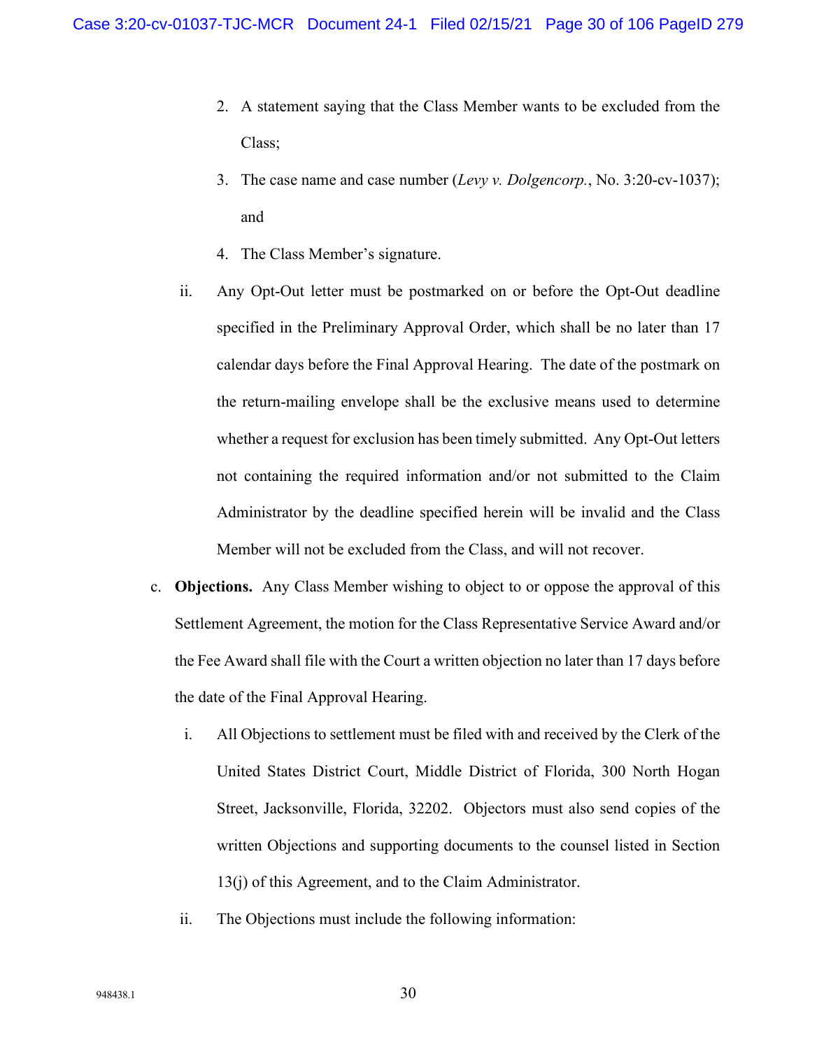2. A statement saying that the Class Member wants to be excluded from the Class;

3. The case name and case number (*Levy v. Dolgencorp.*, No. 3:20-cv-1037); and

4. The Class Member's signature.

ii. Any Opt-Out letter must be postmarked on or before the Opt-Out deadline specified in the Preliminary Approval Order, which shall be no later than 17 calendar days before the Final Approval Hearing. The date of the postmark on the return-mailing envelope shall be the exclusive means used to determine whether a request for exclusion has been timely submitted. Any Opt-Out letters not containing the required information and/or not submitted to the Claim Administrator by the deadline specified herein will be invalid and the Class Member will not be excluded from the Class, and will not recover.

c. **Objections.** Any Class Member wishing to object to or oppose the approval of this Settlement Agreement, the motion for the Class Representative Service Award and/or the Fee Award shall file with the Court a written objection no later than 17 days before the date of the Final Approval Hearing.

i. All Objections to settlement must be filed with and received by the Clerk of the United States District Court, Middle District of Florida, 300 North Hogan Street, Jacksonville, Florida, 32202. Objectors must also send copies of the written Objections and supporting documents to the counsel listed in Section 13(j) of this Agreement, and to the Claim Administrator.

ii. The Objections must include the following information:

948438.1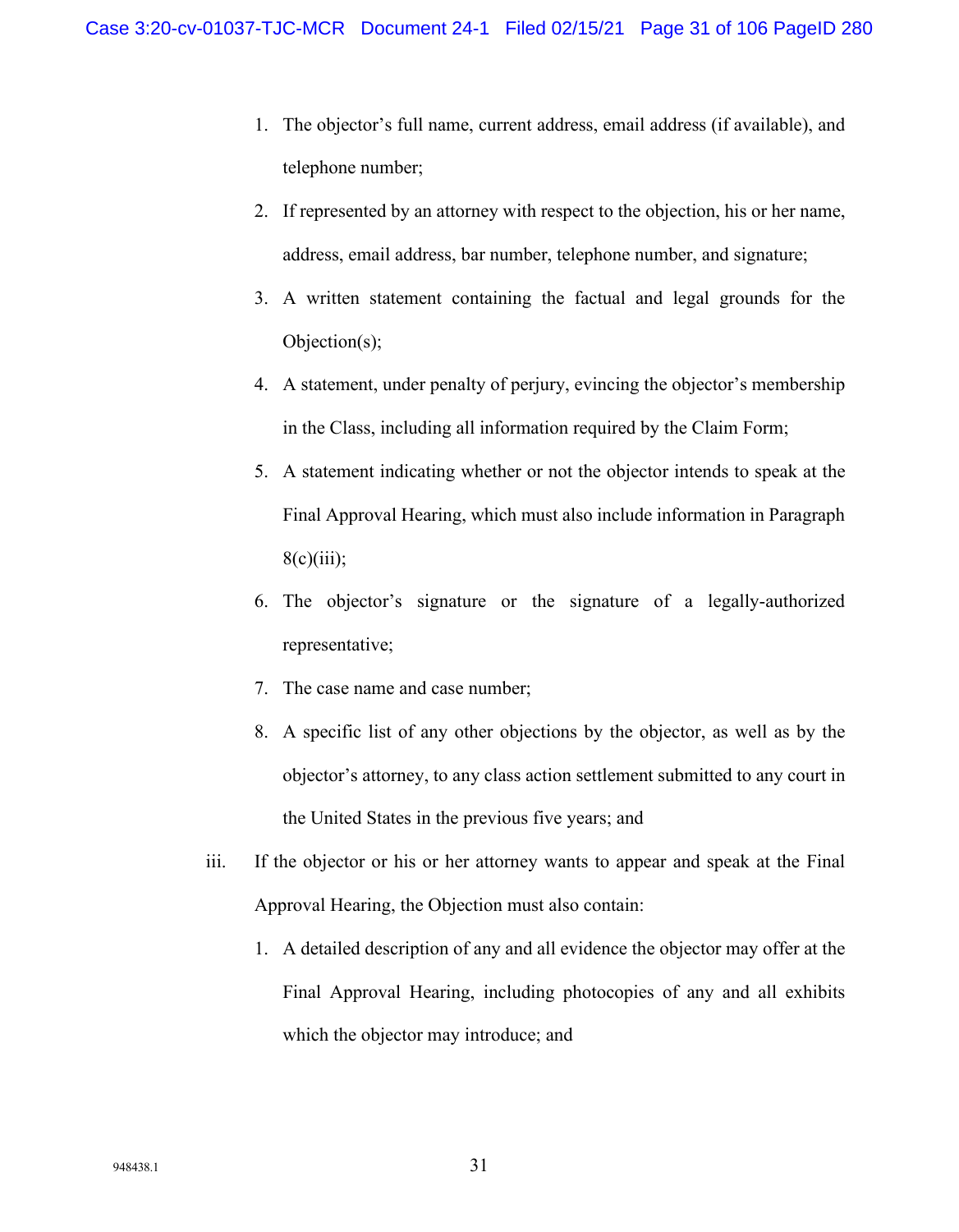1. The objector's full name, current address, email address (if available), and telephone number;
2. If represented by an attorney with respect to the objection, his or her name, address, email address, bar number, telephone number, and signature;
3. A written statement containing the factual and legal grounds for the Objection(s);
4. A statement, under penalty of perjury, evincing the objector's membership in the Class, including all information required by the Claim Form;
5. A statement indicating whether or not the objector intends to speak at the Final Approval Hearing, which must also include information in Paragraph 8(c)(iii);
6. The objector's signature or the signature of a legally-authorized representative;
7. The case name and case number;
8. A specific list of any other objections by the objector, as well as by the objector's attorney, to any class action settlement submitted to any court in the United States in the previous five years; and

iii. If the objector or his or her attorney wants to appear and speak at the Final Approval Hearing, the Objection must also contain:

1. A detailed description of any and all evidence the objector may offer at the Final Approval Hearing, including photocopies of any and all exhibits which the objector may introduce; and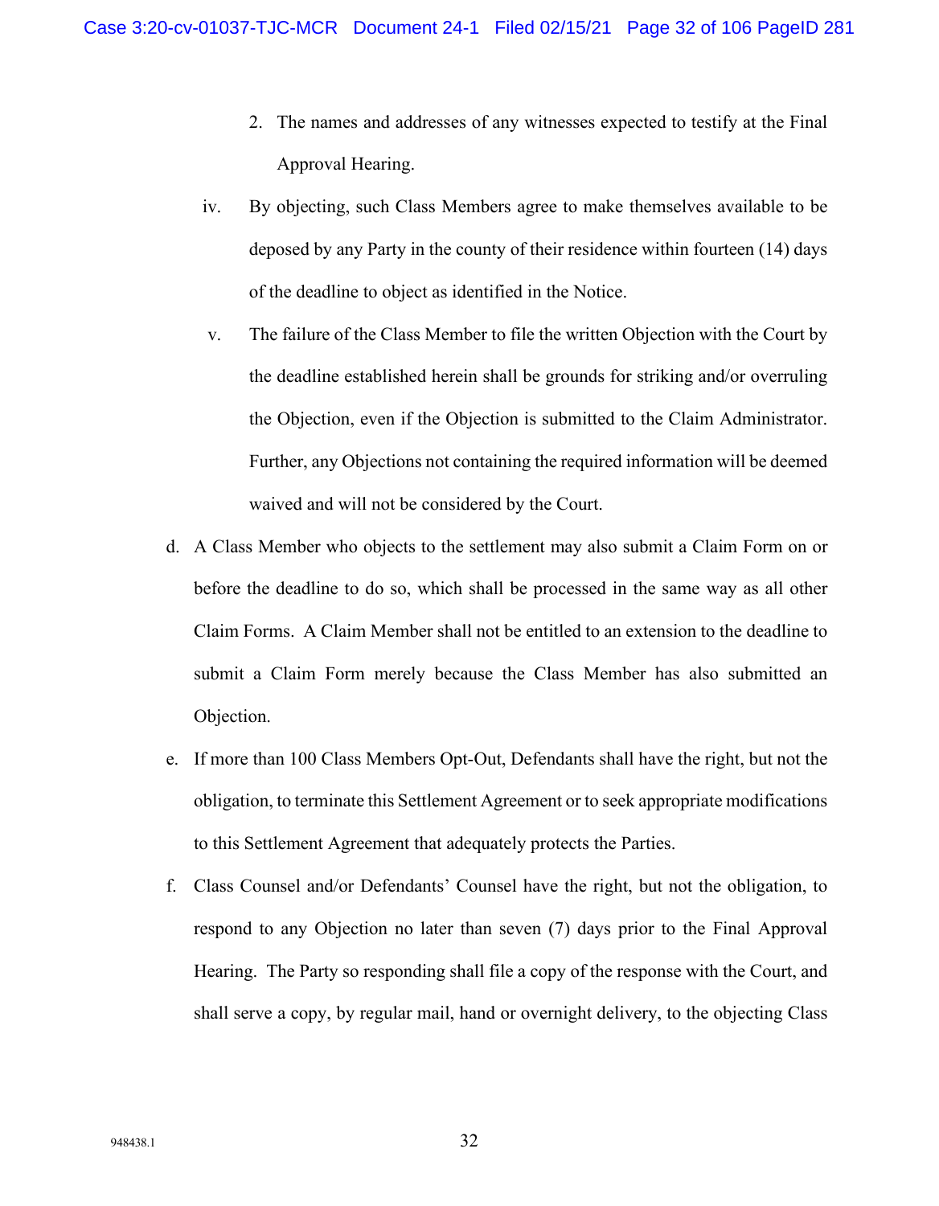2. The names and addresses of any witnesses expected to testify at the Final Approval Hearing.

iv. By objecting, such Class Members agree to make themselves available to be deposed by any Party in the county of their residence within fourteen (14) days of the deadline to object as identified in the Notice.

v. The failure of the Class Member to file the written Objection with the Court by the deadline established herein shall be grounds for striking and/or overruling the Objection, even if the Objection is submitted to the Claim Administrator. Further, any Objections not containing the required information will be deemed waived and will not be considered by the Court.

d. A Class Member who objects to the settlement may also submit a Claim Form on or before the deadline to do so, which shall be processed in the same way as all other Claim Forms. A Claim Member shall not be entitled to an extension to the deadline to submit a Claim Form merely because the Class Member has also submitted an Objection.

e. If more than 100 Class Members Opt-Out, Defendants shall have the right, but not the obligation, to terminate this Settlement Agreement or to seek appropriate modifications to this Settlement Agreement that adequately protects the Parties.

f. Class Counsel and/or Defendants' Counsel have the right, but not the obligation, to respond to any Objection no later than seven (7) days prior to the Final Approval Hearing. The Party so responding shall file a copy of the response with the Court, and shall serve a copy, by regular mail, hand or overnight delivery, to the objecting Class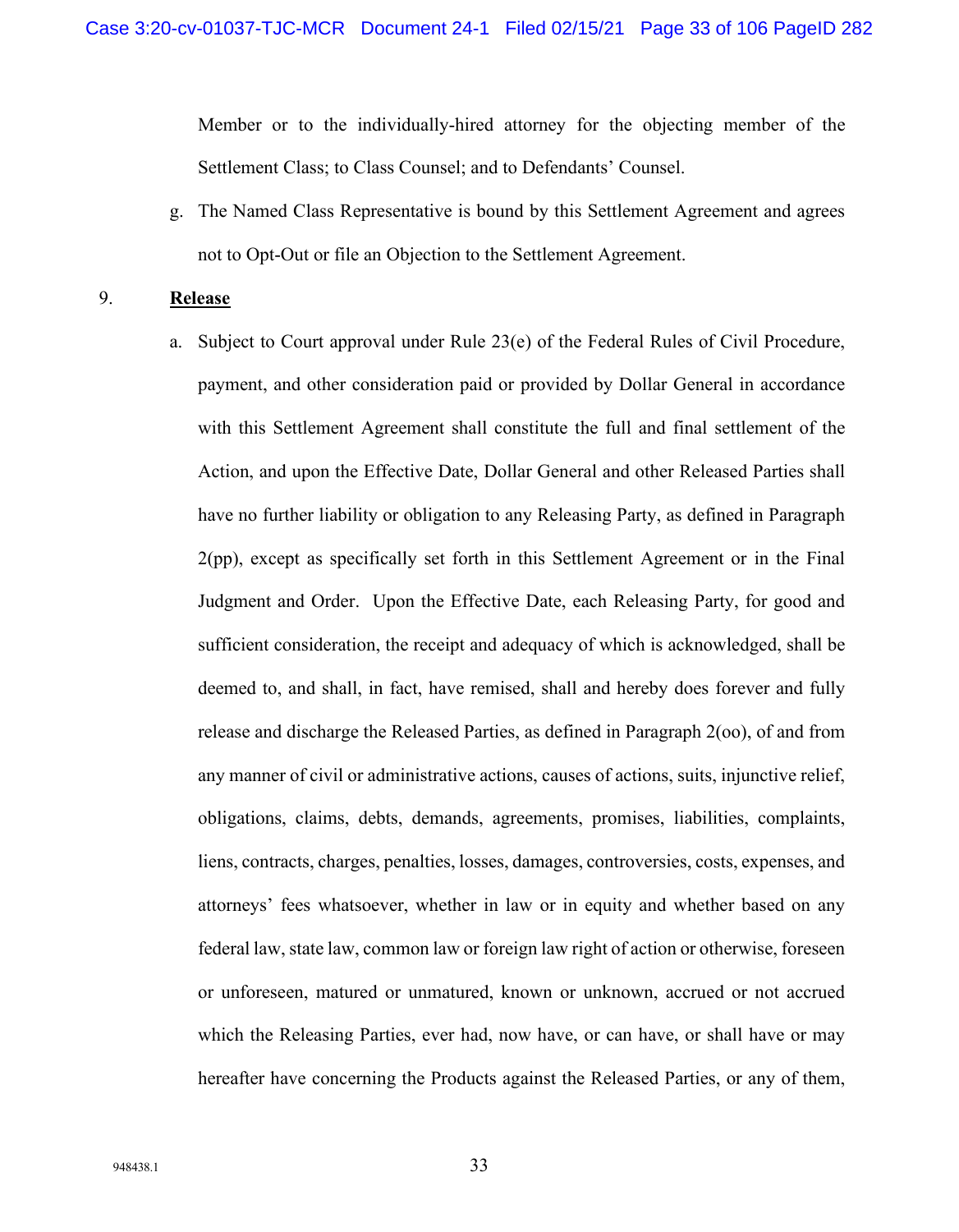Member or to the individually-hired attorney for the objecting member of the Settlement Class; to Class Counsel; and to Defendants' Counsel.

g. The Named Class Representative is bound by this Settlement Agreement and agrees not to Opt-Out or file an Objection to the Settlement Agreement.

9. **Release**

a. Subject to Court approval under Rule 23(e) of the Federal Rules of Civil Procedure, payment, and other consideration paid or provided by Dollar General in accordance with this Settlement Agreement shall constitute the full and final settlement of the Action, and upon the Effective Date, Dollar General and other Released Parties shall have no further liability or obligation to any Releasing Party, as defined in Paragraph 2(pp), except as specifically set forth in this Settlement Agreement or in the Final Judgment and Order. Upon the Effective Date, each Releasing Party, for good and sufficient consideration, the receipt and adequacy of which is acknowledged, shall be deemed to, and shall, in fact, have remised, shall and hereby does forever and fully release and discharge the Released Parties, as defined in Paragraph 2(oo), of and from any manner of civil or administrative actions, causes of actions, suits, injunctive relief, obligations, claims, debts, demands, agreements, promises, liabilities, complaints, liens, contracts, charges, penalties, losses, damages, controversies, costs, expenses, and attorneys' fees whatsoever, whether in law or in equity and whether based on any federal law, state law, common law or foreign law right of action or otherwise, foreseen or unforeseen, matured or unmatured, known or unknown, accrued or not accrued which the Releasing Parties, ever had, now have, or can have, or shall have or may hereafter have concerning the Products against the Released Parties, or any of them,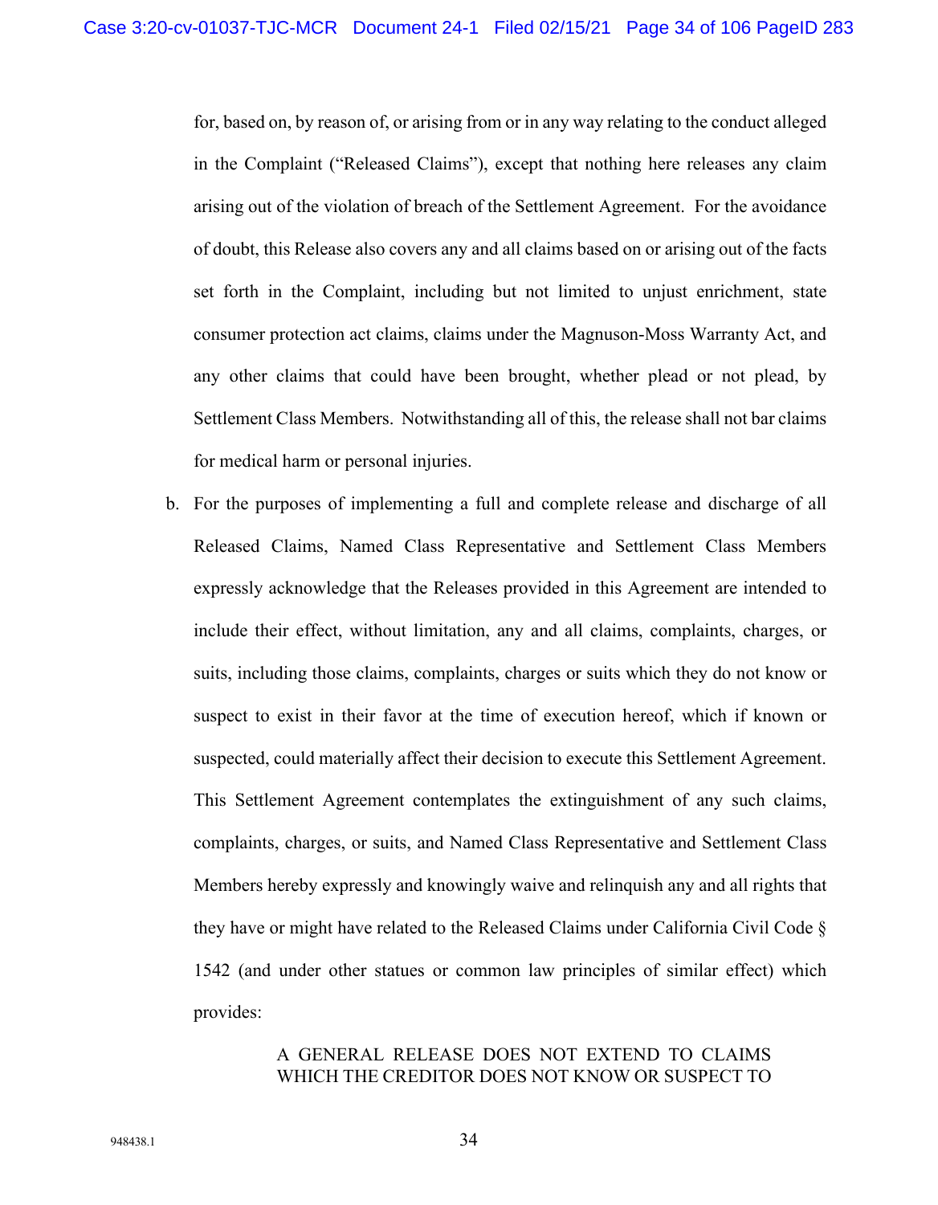for, based on, by reason of, or arising from or in any way relating to the conduct alleged in the Complaint ("Released Claims"), except that nothing here releases any claim arising out of the violation of breach of the Settlement Agreement. For the avoidance of doubt, this Release also covers any and all claims based on or arising out of the facts set forth in the Complaint, including but not limited to unjust enrichment, state consumer protection act claims, claims under the Magnuson-Moss Warranty Act, and any other claims that could have been brought, whether plead or not plead, by Settlement Class Members. Notwithstanding all of this, the release shall not bar claims for medical harm or personal injuries.

b. For the purposes of implementing a full and complete release and discharge of all Released Claims, Named Class Representative and Settlement Class Members expressly acknowledge that the Releases provided in this Agreement are intended to include their effect, without limitation, any and all claims, complaints, charges, or suits, including those claims, complaints, charges or suits which they do not know or suspect to exist in their favor at the time of execution hereof, which if known or suspected, could materially affect their decision to execute this Settlement Agreement. This Settlement Agreement contemplates the extinguishment of any such claims, complaints, charges, or suits, and Named Class Representative and Settlement Class Members hereby expressly and knowingly waive and relinquish any and all rights that they have or might have related to the Released Claims under California Civil Code § 1542 (and under other statues or common law principles of similar effect) which provides:

> A GENERAL RELEASE DOES NOT EXTEND TO CLAIMS WHICH THE CREDITOR DOES NOT KNOW OR SUSPECT TO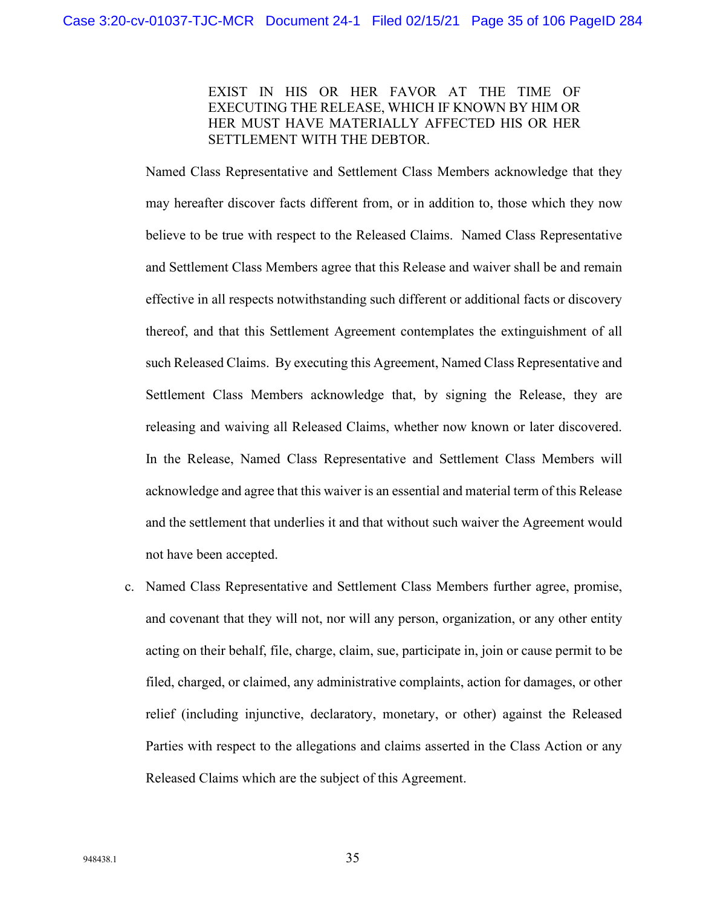> EXIST IN HIS OR HER FAVOR AT THE TIME OF EXECUTING THE RELEASE, WHICH IF KNOWN BY HIM OR HER MUST HAVE MATERIALLY AFFECTED HIS OR HER SETTLEMENT WITH THE DEBTOR.

Named Class Representative and Settlement Class Members acknowledge that they may hereafter discover facts different from, or in addition to, those which they now believe to be true with respect to the Released Claims. Named Class Representative and Settlement Class Members agree that this Release and waiver shall be and remain effective in all respects notwithstanding such different or additional facts or discovery thereof, and that this Settlement Agreement contemplates the extinguishment of all such Released Claims. By executing this Agreement, Named Class Representative and Settlement Class Members acknowledge that, by signing the Release, they are releasing and waiving all Released Claims, whether now known or later discovered. In the Release, Named Class Representative and Settlement Class Members will acknowledge and agree that this waiver is an essential and material term of this Release and the settlement that underlies it and that without such waiver the Agreement would not have been accepted.

c. Named Class Representative and Settlement Class Members further agree, promise, and covenant that they will not, nor will any person, organization, or any other entity acting on their behalf, file, charge, claim, sue, participate in, join or cause permit to be filed, charged, or claimed, any administrative complaints, action for damages, or other relief (including injunctive, declaratory, monetary, or other) against the Released Parties with respect to the allegations and claims asserted in the Class Action or any Released Claims which are the subject of this Agreement.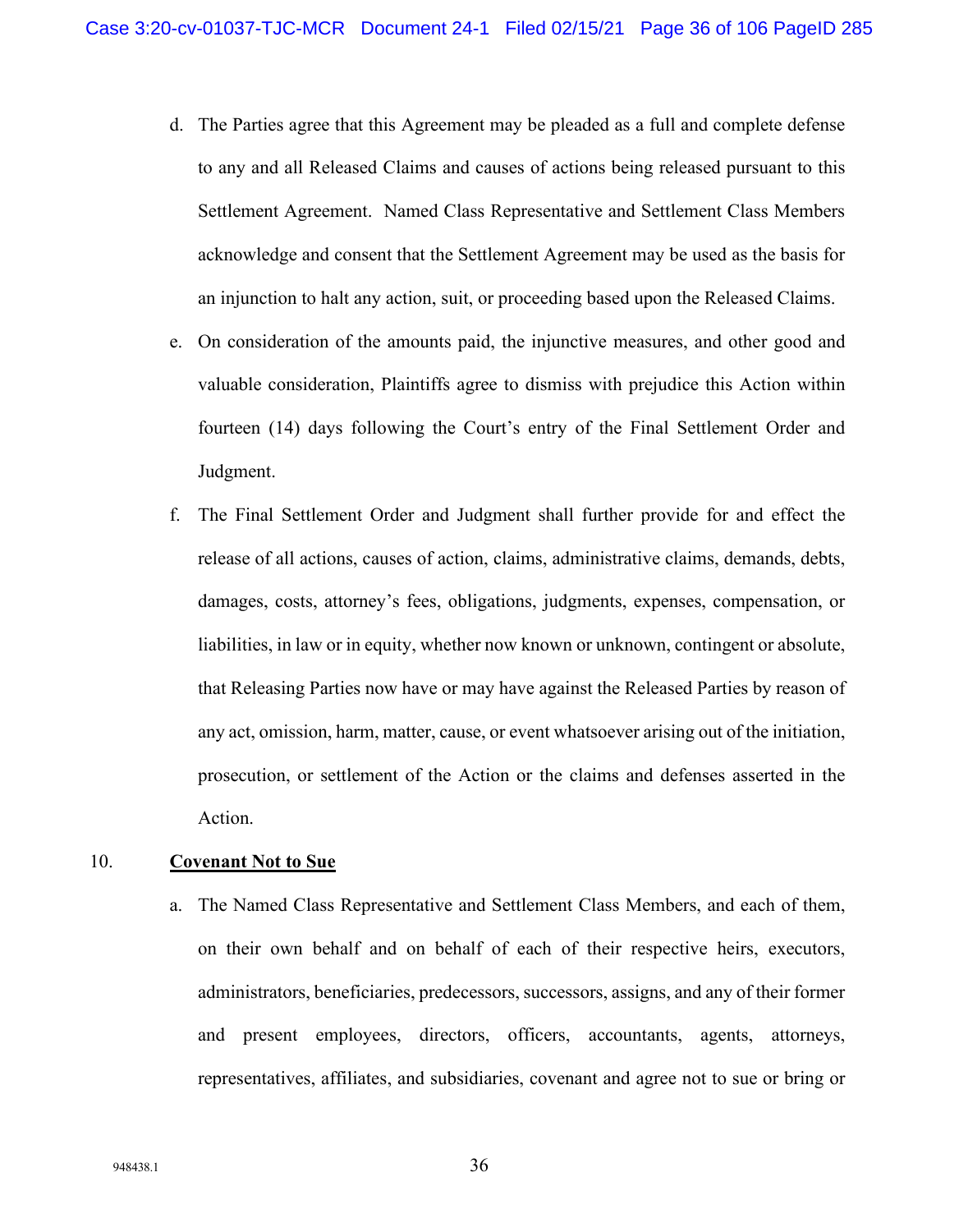d. The Parties agree that this Agreement may be pleaded as a full and complete defense to any and all Released Claims and causes of actions being released pursuant to this Settlement Agreement. Named Class Representative and Settlement Class Members acknowledge and consent that the Settlement Agreement may be used as the basis for an injunction to halt any action, suit, or proceeding based upon the Released Claims.

e. On consideration of the amounts paid, the injunctive measures, and other good and valuable consideration, Plaintiffs agree to dismiss with prejudice this Action within fourteen (14) days following the Court's entry of the Final Settlement Order and Judgment.

f. The Final Settlement Order and Judgment shall further provide for and effect the release of all actions, causes of action, claims, administrative claims, demands, debts, damages, costs, attorney's fees, obligations, judgments, expenses, compensation, or liabilities, in law or in equity, whether now known or unknown, contingent or absolute, that Releasing Parties now have or may have against the Released Parties by reason of any act, omission, harm, matter, cause, or event whatsoever arising out of the initiation, prosecution, or settlement of the Action or the claims and defenses asserted in the Action.

10. **Covenant Not to Sue**

a. The Named Class Representative and Settlement Class Members, and each of them, on their own behalf and on behalf of each of their respective heirs, executors, administrators, beneficiaries, predecessors, successors, assigns, and any of their former and present employees, directors, officers, accountants, agents, attorneys, representatives, affiliates, and subsidiaries, covenant and agree not to sue or bring or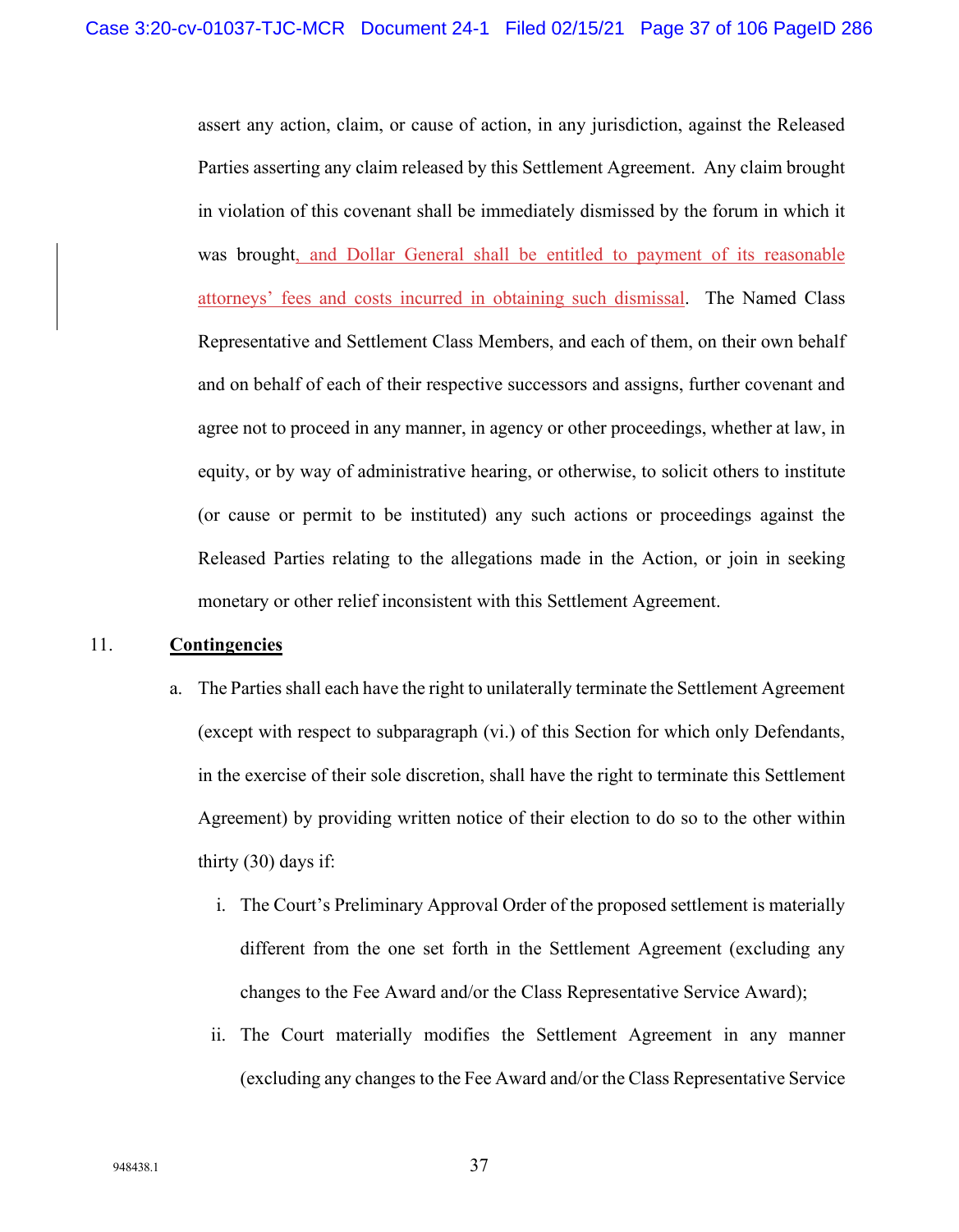assert any action, claim, or cause of action, in any jurisdiction, against the Released Parties asserting any claim released by this Settlement Agreement. Any claim brought in violation of this covenant shall be immediately dismissed by the forum in which it was brought, and Dollar General shall be entitled to payment of its reasonable attorneys' fees and costs incurred in obtaining such dismissal. The Named Class Representative and Settlement Class Members, and each of them, on their own behalf and on behalf of each of their respective successors and assigns, further covenant and agree not to proceed in any manner, in agency or other proceedings, whether at law, in equity, or by way of administrative hearing, or otherwise, to solicit others to institute (or cause or permit to be instituted) any such actions or proceedings against the Released Parties relating to the allegations made in the Action, or join in seeking monetary or other relief inconsistent with this Settlement Agreement.

11. **Contingencies**

a. The Parties shall each have the right to unilaterally terminate the Settlement Agreement (except with respect to subparagraph (vi.) of this Section for which only Defendants, in the exercise of their sole discretion, shall have the right to terminate this Settlement Agreement) by providing written notice of their election to do so to the other within thirty (30) days if:

   i. The Court's Preliminary Approval Order of the proposed settlement is materially different from the one set forth in the Settlement Agreement (excluding any changes to the Fee Award and/or the Class Representative Service Award);

   ii. The Court materially modifies the Settlement Agreement in any manner (excluding any changes to the Fee Award and/or the Class Representative Service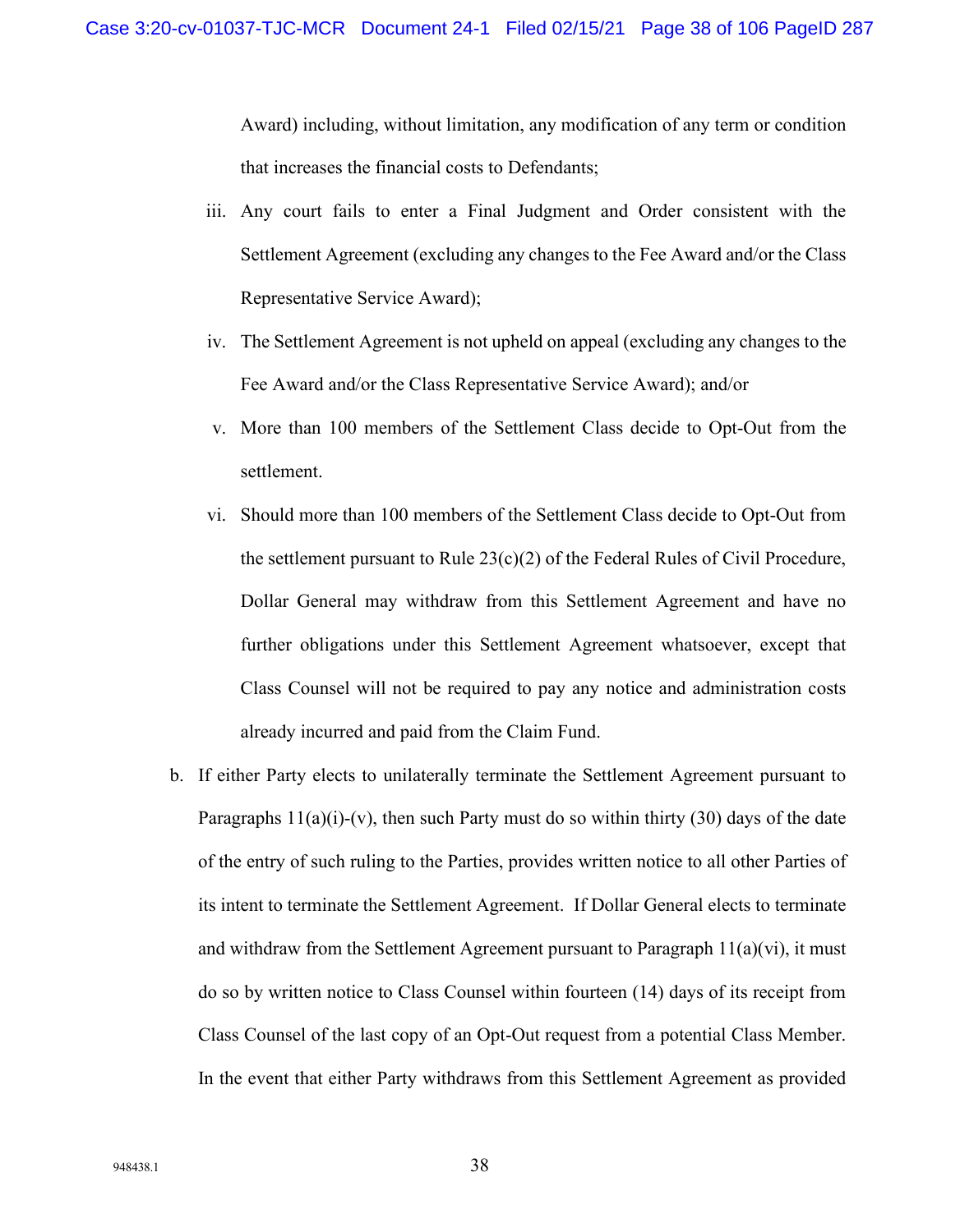Award) including, without limitation, any modification of any term or condition that increases the financial costs to Defendants;

iii. Any court fails to enter a Final Judgment and Order consistent with the Settlement Agreement (excluding any changes to the Fee Award and/or the Class Representative Service Award);

iv. The Settlement Agreement is not upheld on appeal (excluding any changes to the Fee Award and/or the Class Representative Service Award); and/or

v. More than 100 members of the Settlement Class decide to Opt-Out from the settlement.

vi. Should more than 100 members of the Settlement Class decide to Opt-Out from the settlement pursuant to Rule 23(c)(2) of the Federal Rules of Civil Procedure, Dollar General may withdraw from this Settlement Agreement and have no further obligations under this Settlement Agreement whatsoever, except that Class Counsel will not be required to pay any notice and administration costs already incurred and paid from the Claim Fund.

b. If either Party elects to unilaterally terminate the Settlement Agreement pursuant to Paragraphs 11(a)(i)-(v), then such Party must do so within thirty (30) days of the date of the entry of such ruling to the Parties, provides written notice to all other Parties of its intent to terminate the Settlement Agreement. If Dollar General elects to terminate and withdraw from the Settlement Agreement pursuant to Paragraph 11(a)(vi), it must do so by written notice to Class Counsel within fourteen (14) days of its receipt from Class Counsel of the last copy of an Opt-Out request from a potential Class Member. In the event that either Party withdraws from this Settlement Agreement as provided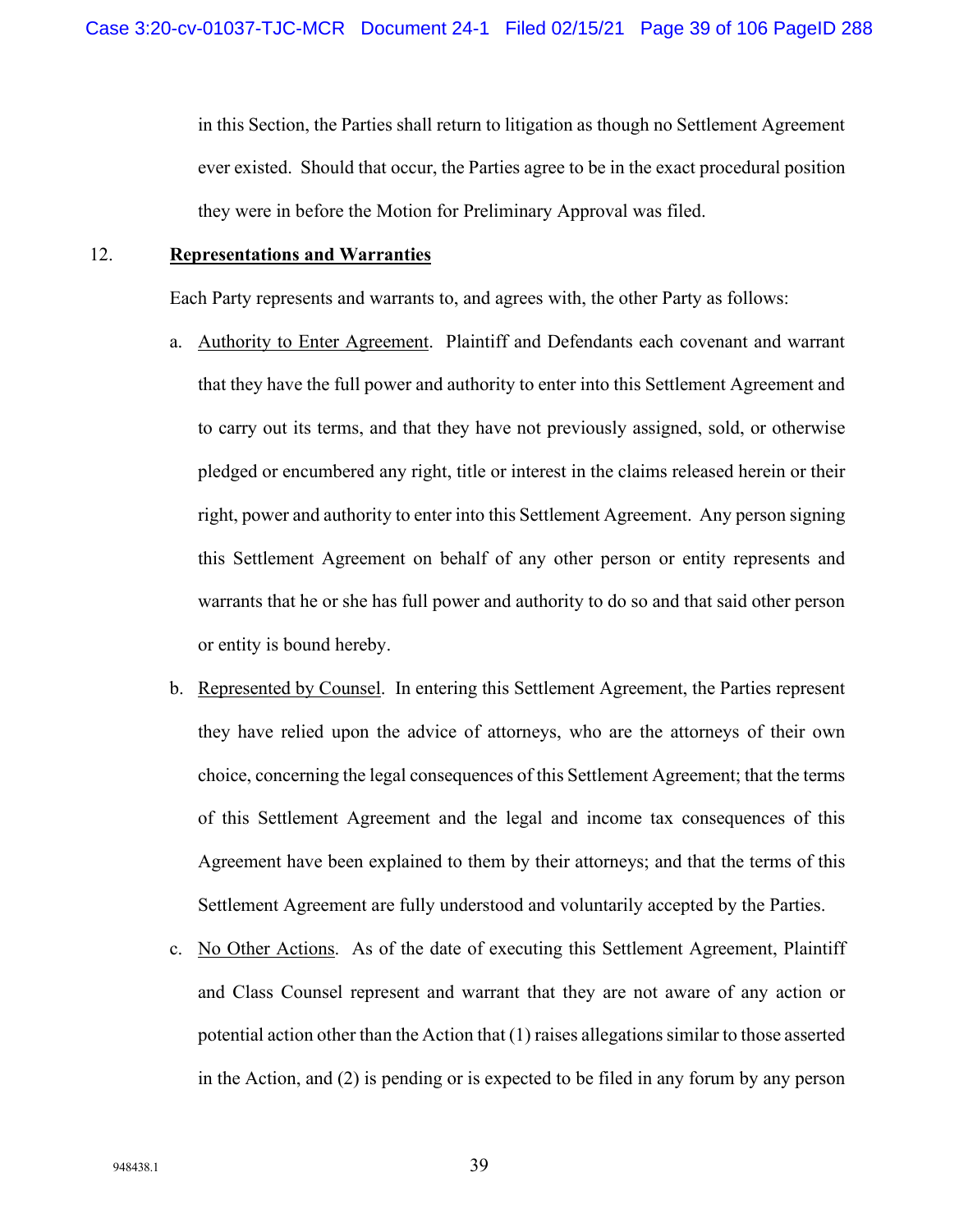in this Section, the Parties shall return to litigation as though no Settlement Agreement ever existed. Should that occur, the Parties agree to be in the exact procedural position they were in before the Motion for Preliminary Approval was filed.

12. **Representations and Warranties**

Each Party represents and warrants to, and agrees with, the other Party as follows:

a. Authority to Enter Agreement. Plaintiff and Defendants each covenant and warrant that they have the full power and authority to enter into this Settlement Agreement and to carry out its terms, and that they have not previously assigned, sold, or otherwise pledged or encumbered any right, title or interest in the claims released herein or their right, power and authority to enter into this Settlement Agreement. Any person signing this Settlement Agreement on behalf of any other person or entity represents and warrants that he or she has full power and authority to do so and that said other person or entity is bound hereby.

b. Represented by Counsel. In entering this Settlement Agreement, the Parties represent they have relied upon the advice of attorneys, who are the attorneys of their own choice, concerning the legal consequences of this Settlement Agreement; that the terms of this Settlement Agreement and the legal and income tax consequences of this Agreement have been explained to them by their attorneys; and that the terms of this Settlement Agreement are fully understood and voluntarily accepted by the Parties.

c. No Other Actions. As of the date of executing this Settlement Agreement, Plaintiff and Class Counsel represent and warrant that they are not aware of any action or potential action other than the Action that (1) raises allegations similar to those asserted in the Action, and (2) is pending or is expected to be filed in any forum by any person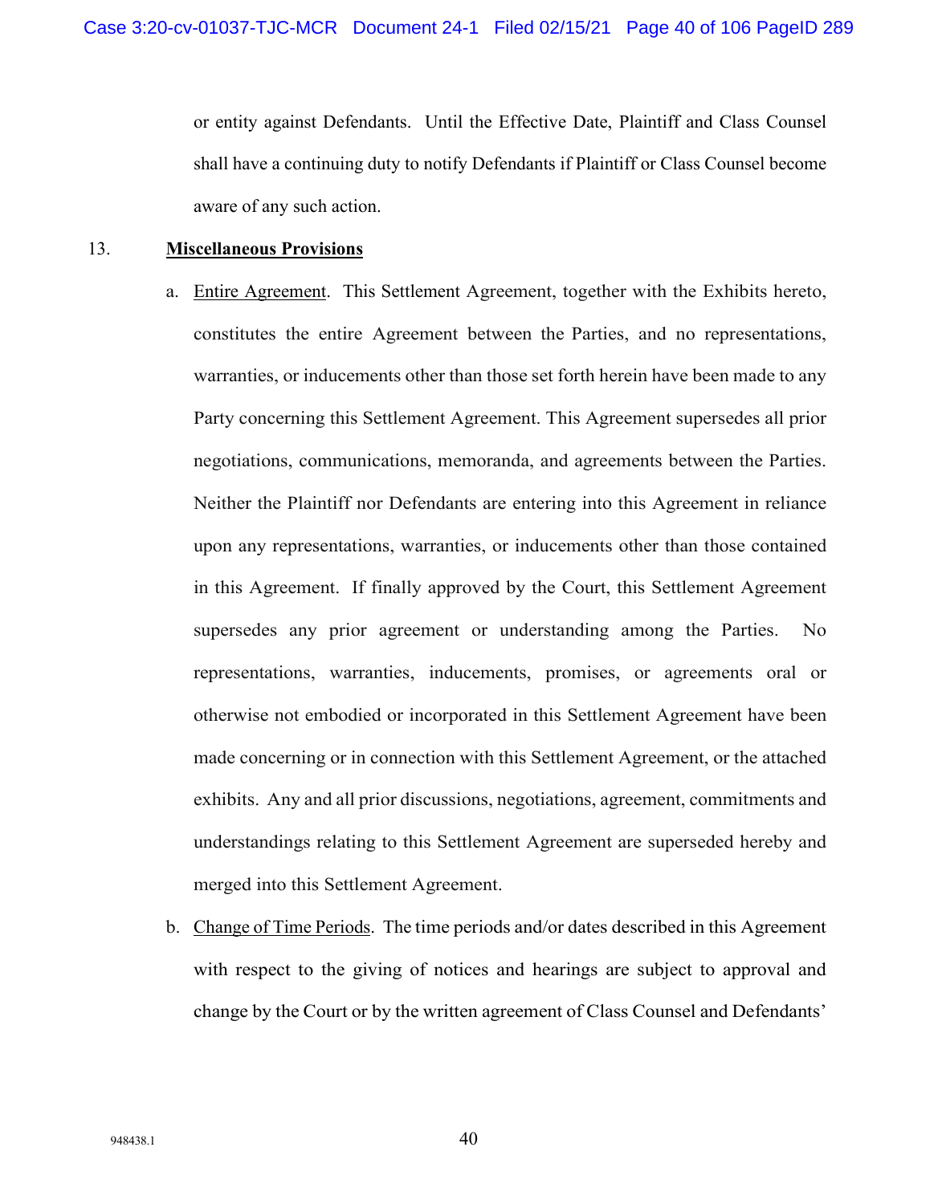or entity against Defendants. Until the Effective Date, Plaintiff and Class Counsel shall have a continuing duty to notify Defendants if Plaintiff or Class Counsel become aware of any such action.

13. **Miscellaneous Provisions**

a. Entire Agreement. This Settlement Agreement, together with the Exhibits hereto, constitutes the entire Agreement between the Parties, and no representations, warranties, or inducements other than those set forth herein have been made to any Party concerning this Settlement Agreement. This Agreement supersedes all prior negotiations, communications, memoranda, and agreements between the Parties. Neither the Plaintiff nor Defendants are entering into this Agreement in reliance upon any representations, warranties, or inducements other than those contained in this Agreement. If finally approved by the Court, this Settlement Agreement supersedes any prior agreement or understanding among the Parties. No representations, warranties, inducements, promises, or agreements oral or otherwise not embodied or incorporated in this Settlement Agreement have been made concerning or in connection with this Settlement Agreement, or the attached exhibits. Any and all prior discussions, negotiations, agreement, commitments and understandings relating to this Settlement Agreement are superseded hereby and merged into this Settlement Agreement.

b. Change of Time Periods. The time periods and/or dates described in this Agreement with respect to the giving of notices and hearings are subject to approval and change by the Court or by the written agreement of Class Counsel and Defendants'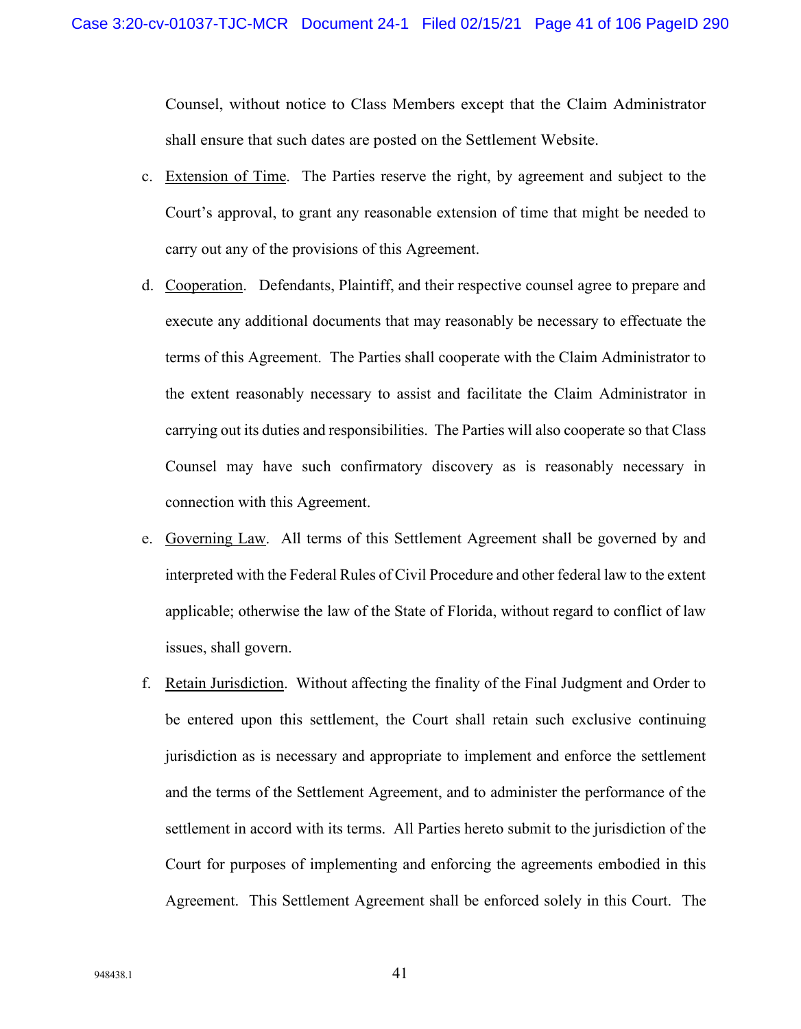Counsel, without notice to Class Members except that the Claim Administrator shall ensure that such dates are posted on the Settlement Website.

c. Extension of Time. The Parties reserve the right, by agreement and subject to the Court's approval, to grant any reasonable extension of time that might be needed to carry out any of the provisions of this Agreement.

d. Cooperation. Defendants, Plaintiff, and their respective counsel agree to prepare and execute any additional documents that may reasonably be necessary to effectuate the terms of this Agreement. The Parties shall cooperate with the Claim Administrator to the extent reasonably necessary to assist and facilitate the Claim Administrator in carrying out its duties and responsibilities. The Parties will also cooperate so that Class Counsel may have such confirmatory discovery as is reasonably necessary in connection with this Agreement.

e. Governing Law. All terms of this Settlement Agreement shall be governed by and interpreted with the Federal Rules of Civil Procedure and other federal law to the extent applicable; otherwise the law of the State of Florida, without regard to conflict of law issues, shall govern.

f. Retain Jurisdiction. Without affecting the finality of the Final Judgment and Order to be entered upon this settlement, the Court shall retain such exclusive continuing jurisdiction as is necessary and appropriate to implement and enforce the settlement and the terms of the Settlement Agreement, and to administer the performance of the settlement in accord with its terms. All Parties hereto submit to the jurisdiction of the Court for purposes of implementing and enforcing the agreements embodied in this Agreement. This Settlement Agreement shall be enforced solely in this Court. The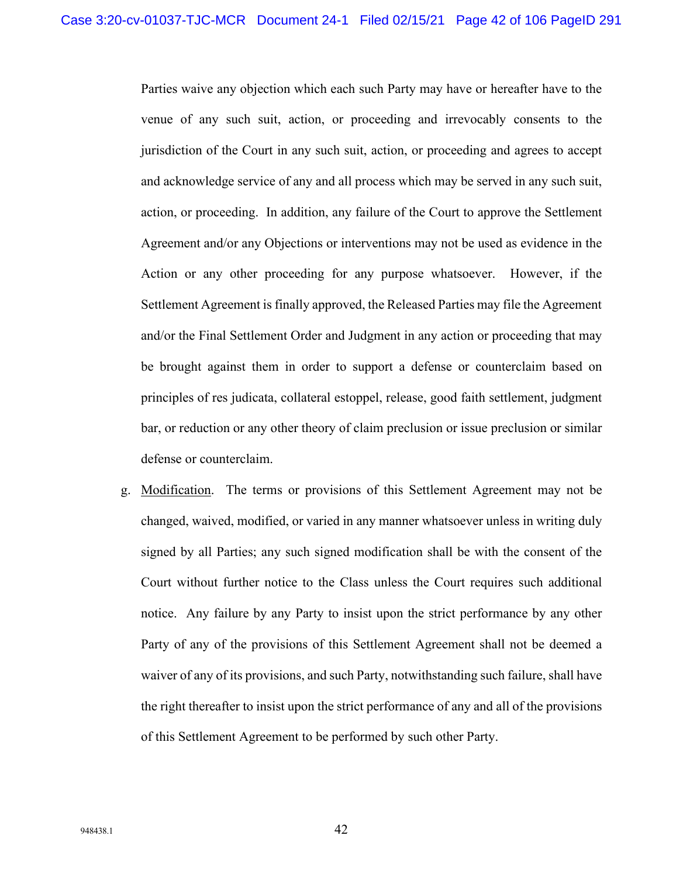Parties waive any objection which each such Party may have or hereafter have to the venue of any such suit, action, or proceeding and irrevocably consents to the jurisdiction of the Court in any such suit, action, or proceeding and agrees to accept and acknowledge service of any and all process which may be served in any such suit, action, or proceeding. In addition, any failure of the Court to approve the Settlement Agreement and/or any Objections or interventions may not be used as evidence in the Action or any other proceeding for any purpose whatsoever. However, if the Settlement Agreement is finally approved, the Released Parties may file the Agreement and/or the Final Settlement Order and Judgment in any action or proceeding that may be brought against them in order to support a defense or counterclaim based on principles of res judicata, collateral estoppel, release, good faith settlement, judgment bar, or reduction or any other theory of claim preclusion or issue preclusion or similar defense or counterclaim.

g. Modification. The terms or provisions of this Settlement Agreement may not be changed, waived, modified, or varied in any manner whatsoever unless in writing duly signed by all Parties; any such signed modification shall be with the consent of the Court without further notice to the Class unless the Court requires such additional notice. Any failure by any Party to insist upon the strict performance by any other Party of any of the provisions of this Settlement Agreement shall not be deemed a waiver of any of its provisions, and such Party, notwithstanding such failure, shall have the right thereafter to insist upon the strict performance of any and all of the provisions of this Settlement Agreement to be performed by such other Party.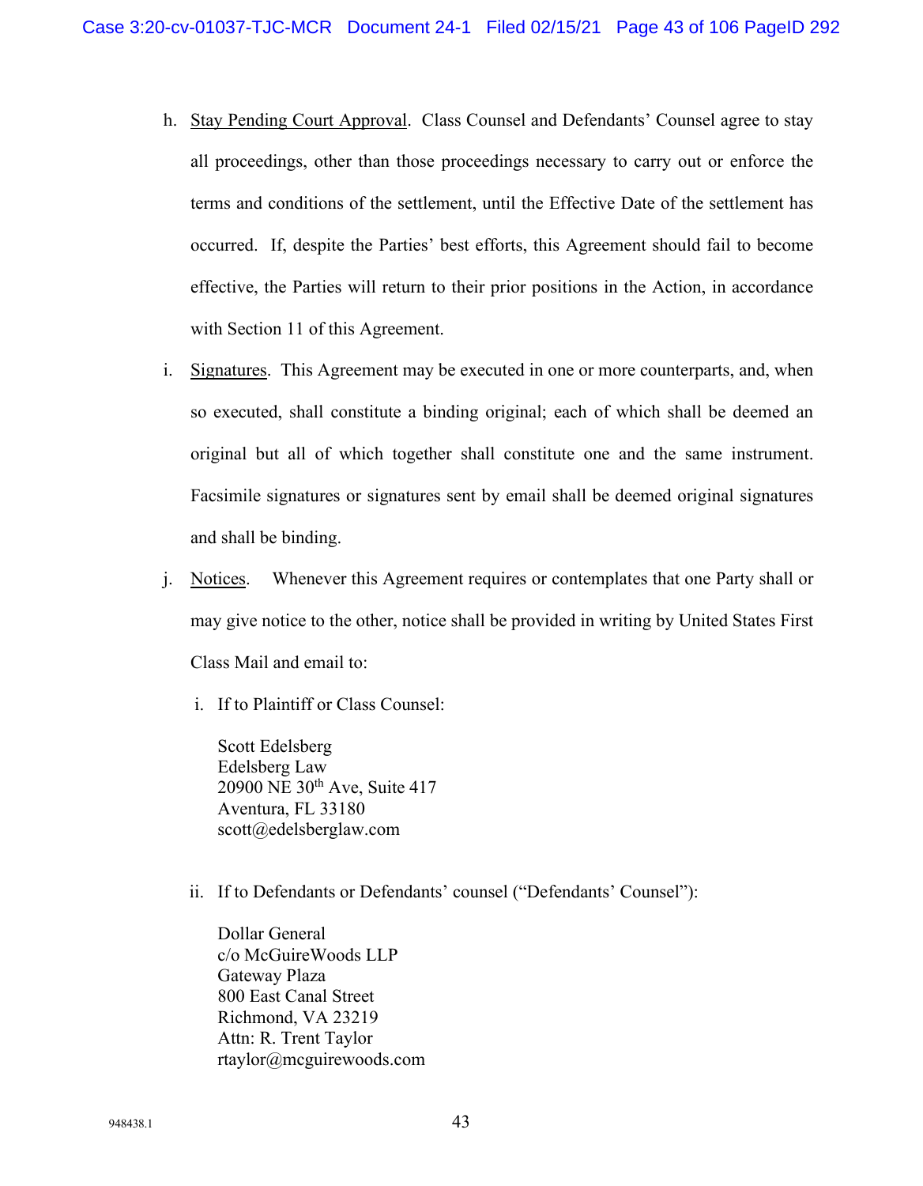h. Stay Pending Court Approval. Class Counsel and Defendants' Counsel agree to stay all proceedings, other than those proceedings necessary to carry out or enforce the terms and conditions of the settlement, until the Effective Date of the settlement has occurred. If, despite the Parties' best efforts, this Agreement should fail to become effective, the Parties will return to their prior positions in the Action, in accordance with Section 11 of this Agreement.

i. Signatures. This Agreement may be executed in one or more counterparts, and, when so executed, shall constitute a binding original; each of which shall be deemed an original but all of which together shall constitute one and the same instrument. Facsimile signatures or signatures sent by email shall be deemed original signatures and shall be binding.

j. Notices. Whenever this Agreement requires or contemplates that one Party shall or may give notice to the other, notice shall be provided in writing by United States First Class Mail and email to:

   i. If to Plaintiff or Class Counsel:

      Scott Edelsberg
      Edelsberg Law
      20900 NE 30th Ave, Suite 417
      Aventura, FL 33180
      scott@edelsberglaw.com

   ii. If to Defendants or Defendants' counsel ("Defendants' Counsel"):

      Dollar General
      c/o McGuireWoods LLP
      Gateway Plaza
      800 East Canal Street
      Richmond, VA 23219
      Attn: R. Trent Taylor
      rtaylor@mcguirewoods.com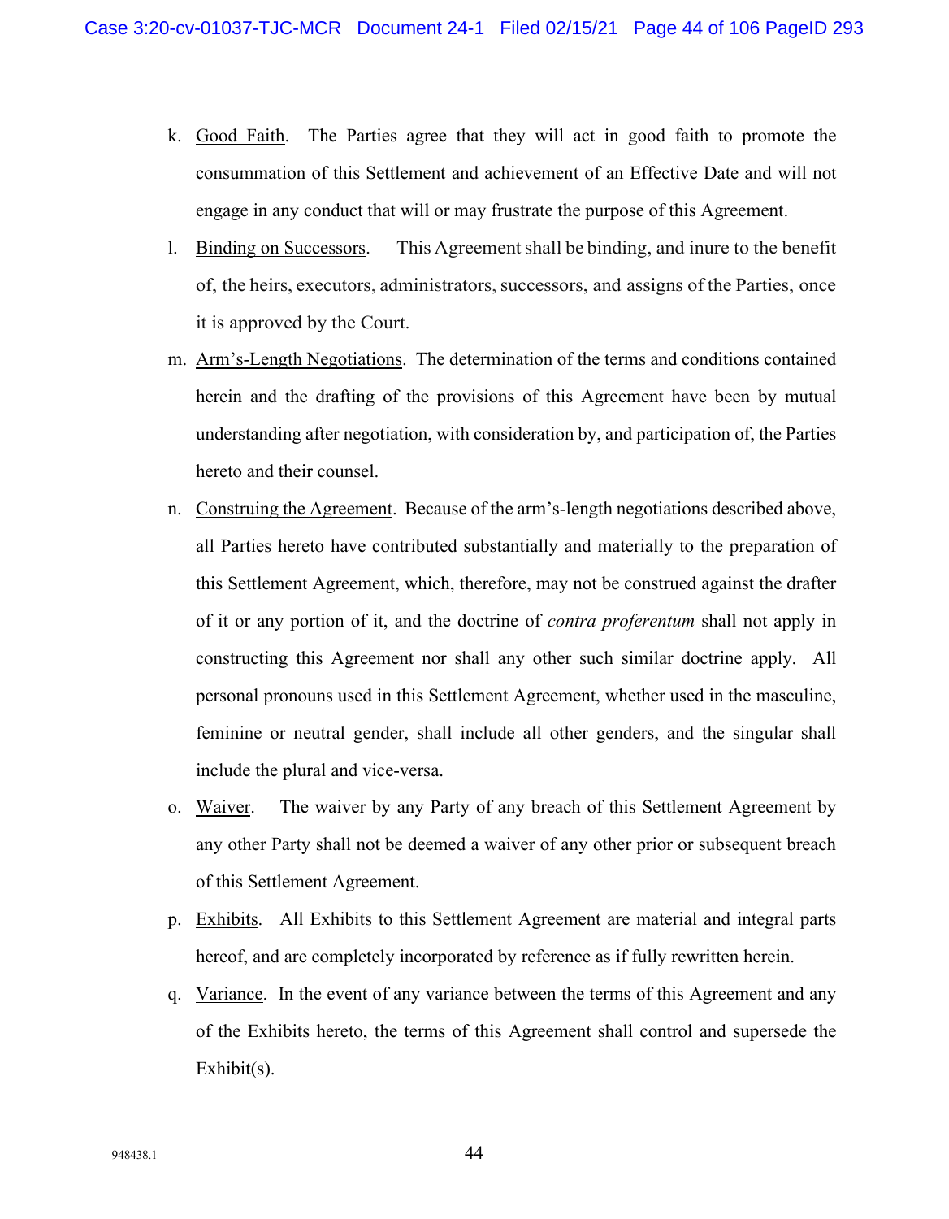k. Good Faith. The Parties agree that they will act in good faith to promote the consummation of this Settlement and achievement of an Effective Date and will not engage in any conduct that will or may frustrate the purpose of this Agreement.

l. Binding on Successors. This Agreement shall be binding, and inure to the benefit of, the heirs, executors, administrators, successors, and assigns of the Parties, once it is approved by the Court.

m. Arm's-Length Negotiations. The determination of the terms and conditions contained herein and the drafting of the provisions of this Agreement have been by mutual understanding after negotiation, with consideration by, and participation of, the Parties hereto and their counsel.

n. Construing the Agreement. Because of the arm's-length negotiations described above, all Parties hereto have contributed substantially and materially to the preparation of this Settlement Agreement, which, therefore, may not be construed against the drafter of it or any portion of it, and the doctrine of *contra proferentum* shall not apply in constructing this Agreement nor shall any other such similar doctrine apply. All personal pronouns used in this Settlement Agreement, whether used in the masculine, feminine or neutral gender, shall include all other genders, and the singular shall include the plural and vice-versa.

o. Waiver. The waiver by any Party of any breach of this Settlement Agreement by any other Party shall not be deemed a waiver of any other prior or subsequent breach of this Settlement Agreement.

p. Exhibits. All Exhibits to this Settlement Agreement are material and integral parts hereof, and are completely incorporated by reference as if fully rewritten herein.

q. Variance. In the event of any variance between the terms of this Agreement and any of the Exhibits hereto, the terms of this Agreement shall control and supersede the Exhibit(s).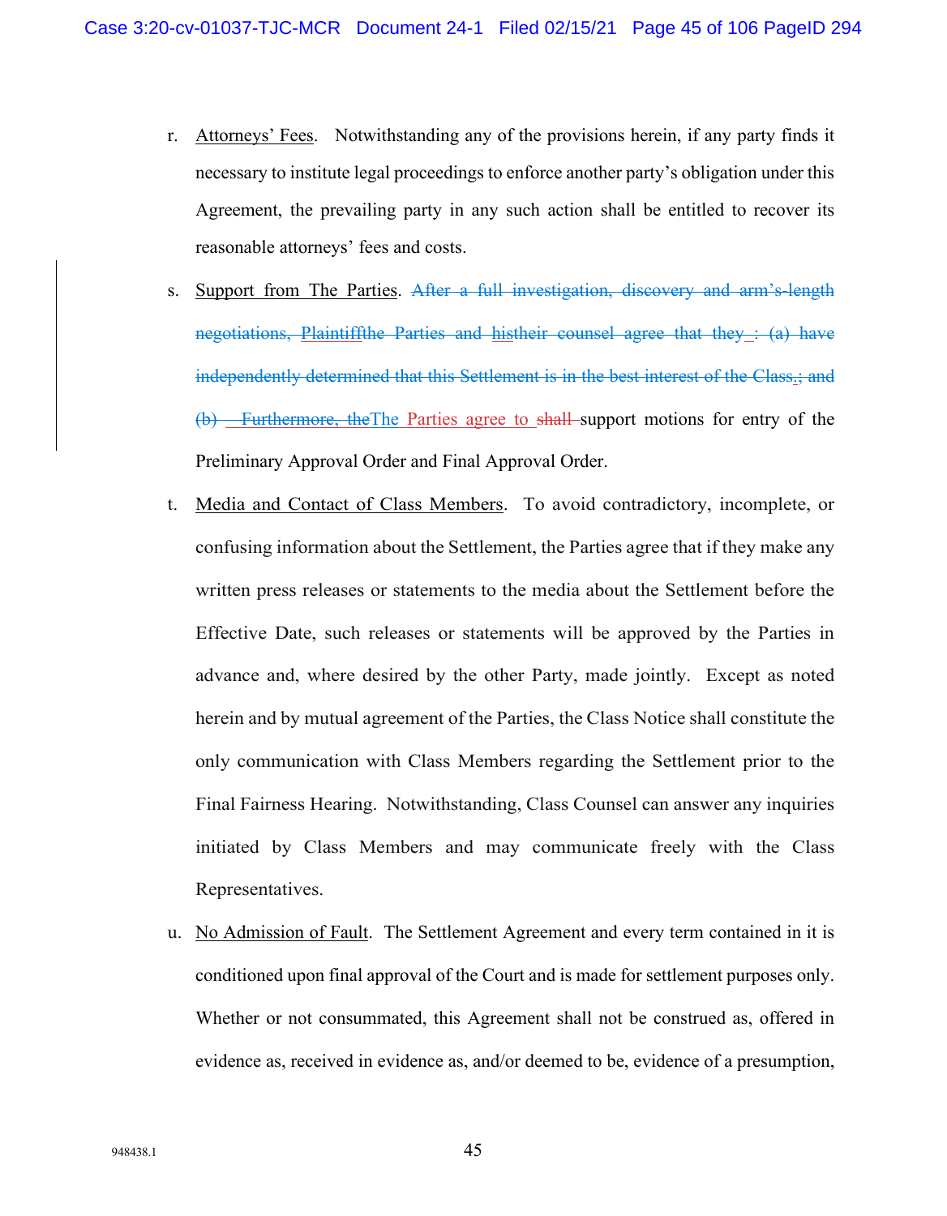r. Attorneys' Fees. Notwithstanding any of the provisions herein, if any party finds it necessary to institute legal proceedings to enforce another party's obligation under this Agreement, the prevailing party in any such action shall be entitled to recover its reasonable attorneys' fees and costs.

s. Support from The Parties. ~~After a full investigation, discovery and arm's-length negotiations, Plaintiff~~the Parties and ~~his~~their counsel agree that they : (a) have independently determined that this Settlement is in the best interest of the Class.; and (b) Furthermore, the~~The Parties agree to ~~shall~~ support motions for entry of the Preliminary Approval Order and Final Approval Order.

t. Media and Contact of Class Members. To avoid contradictory, incomplete, or confusing information about the Settlement, the Parties agree that if they make any written press releases or statements to the media about the Settlement before the Effective Date, such releases or statements will be approved by the Parties in advance and, where desired by the other Party, made jointly. Except as noted herein and by mutual agreement of the Parties, the Class Notice shall constitute the only communication with Class Members regarding the Settlement prior to the Final Fairness Hearing. Notwithstanding, Class Counsel can answer any inquiries initiated by Class Members and may communicate freely with the Class Representatives.

u. No Admission of Fault. The Settlement Agreement and every term contained in it is conditioned upon final approval of the Court and is made for settlement purposes only. Whether or not consummated, this Agreement shall not be construed as, offered in evidence as, received in evidence as, and/or deemed to be, evidence of a presumption,

948438.1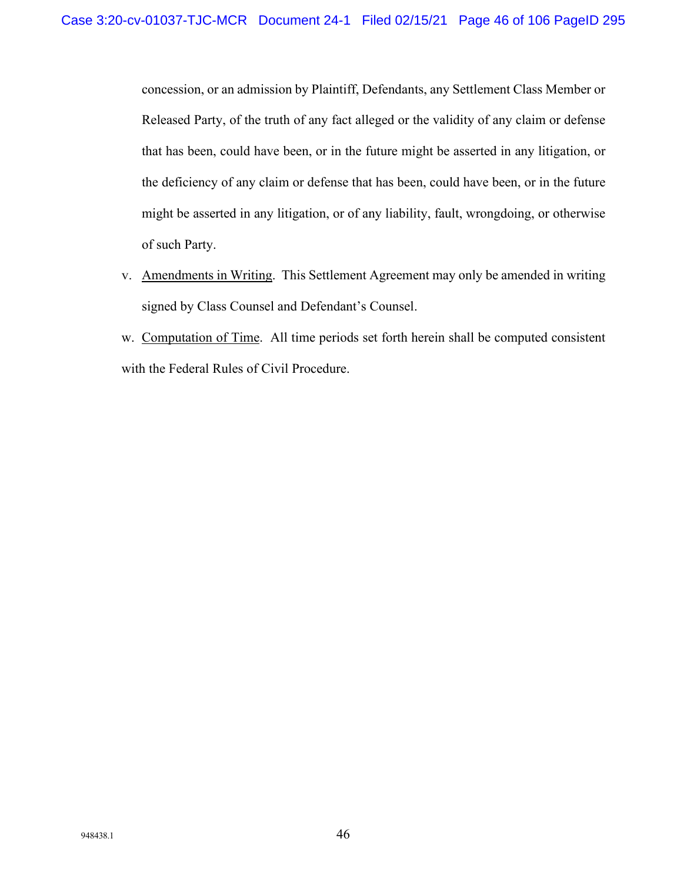concession, or an admission by Plaintiff, Defendants, any Settlement Class Member or Released Party, of the truth of any fact alleged or the validity of any claim or defense that has been, could have been, or in the future might be asserted in any litigation, or the deficiency of any claim or defense that has been, could have been, or in the future might be asserted in any litigation, or of any liability, fault, wrongdoing, or otherwise of such Party.

v. Amendments in Writing. This Settlement Agreement may only be amended in writing signed by Class Counsel and Defendant's Counsel.

w. Computation of Time. All time periods set forth herein shall be computed consistent with the Federal Rules of Civil Procedure.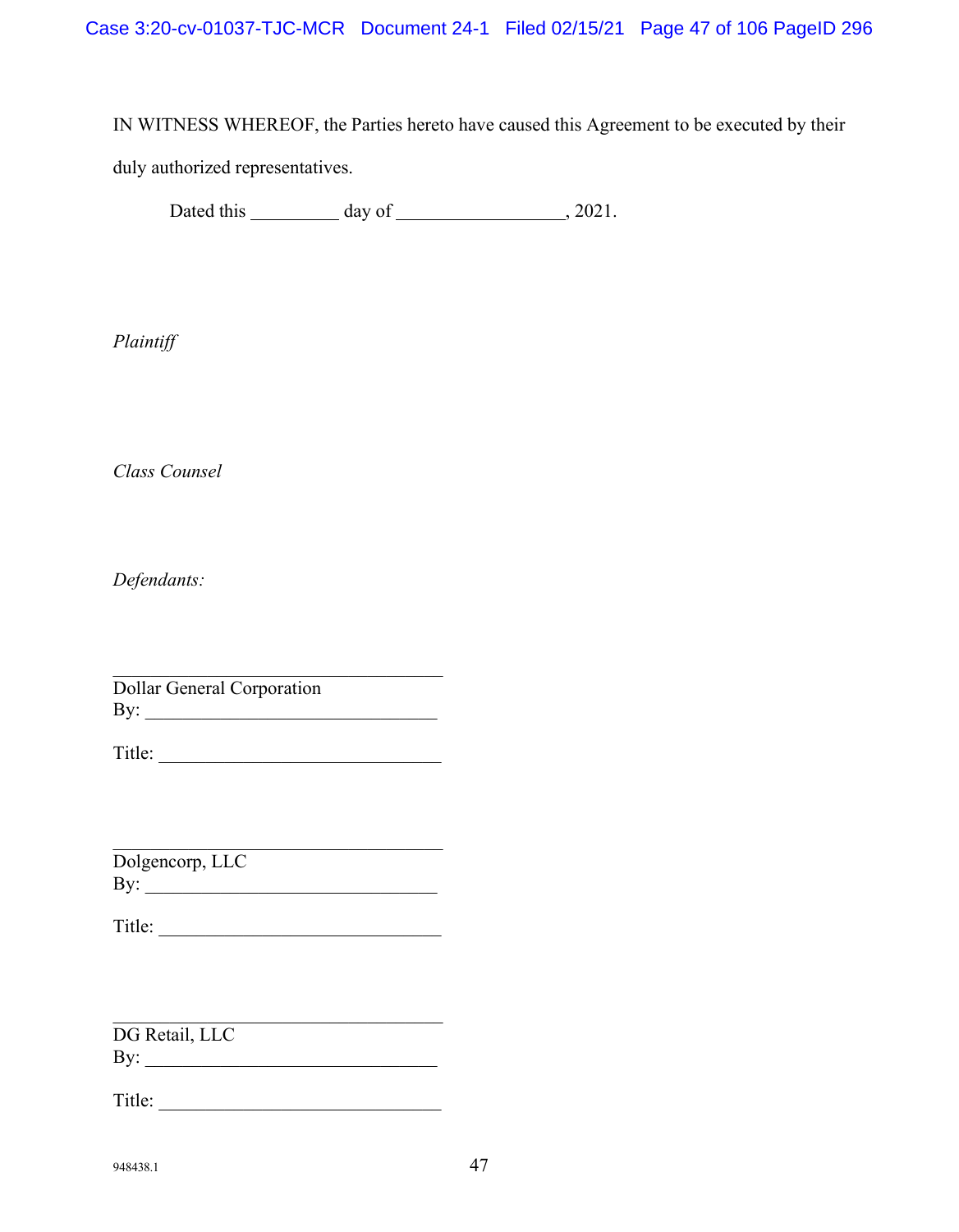IN WITNESS WHEREOF, the Parties hereto have caused this Agreement to be executed by their duly authorized representatives.

Dated this _________ day of _________________, 2021.

*Plaintiff*

*Class Counsel*

*Defendants:*

___________________________________
Dollar General Corporation
By: _______________________________

Title: ______________________________

___________________________________
Dolgencorp, LLC
By: _______________________________

Title: ______________________________

___________________________________
DG Retail, LLC
By: _______________________________

Title: ______________________________

948438.1